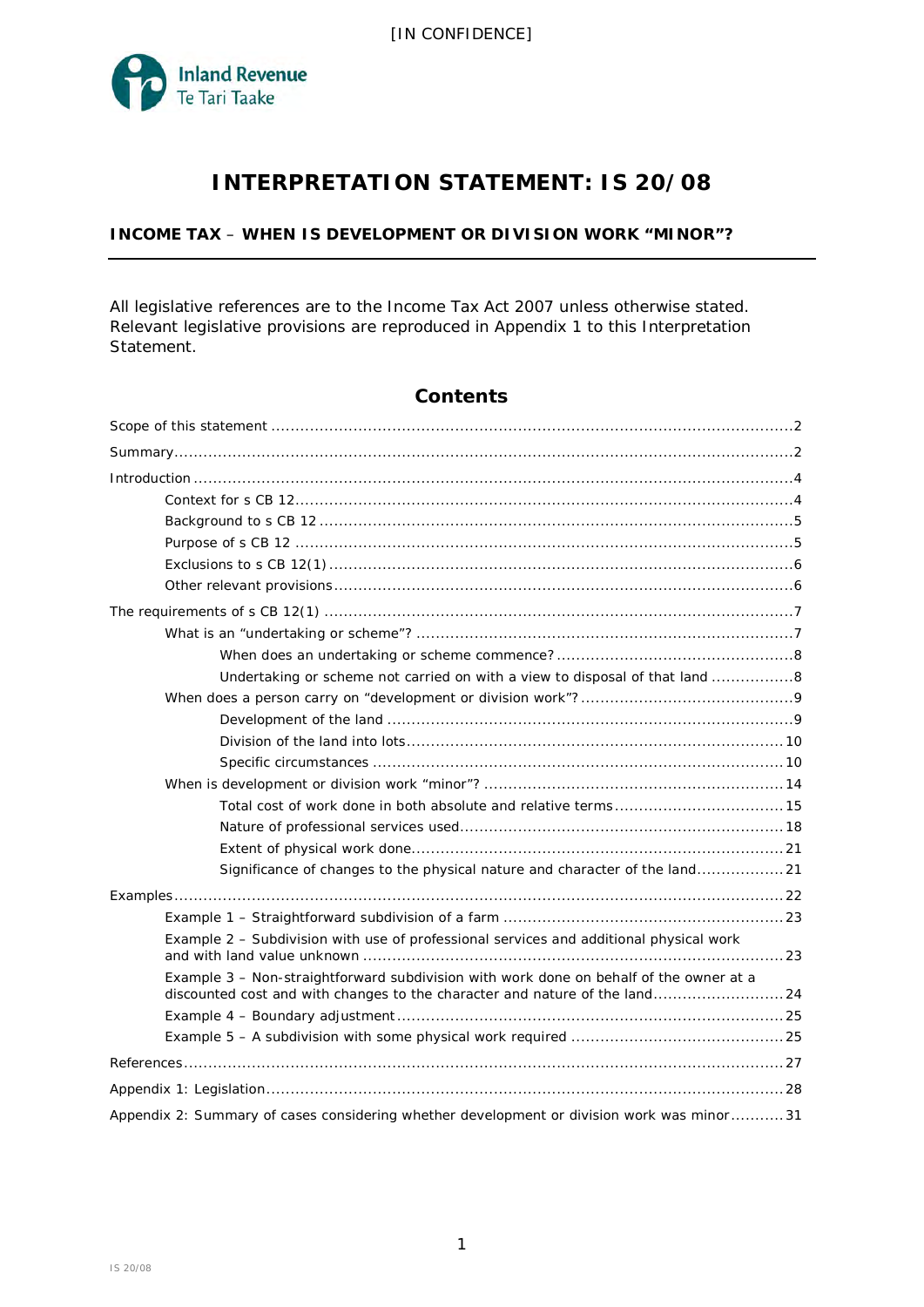[IN CONFIDENCE]

# INTERPRETATION STATEMENT: IS 20/08

**INCOME TAX – WHEN IS DEVELOPMENT OR DIVISION WORK "MINOR"?**

All legislative references are to the Income Tax Act 2007 unless otherwise stated. Relevant legislative provisions are reproduced in Appendix 1 to this Interpretation Statement.

## Contents

- Scope of this statement ... 2
- Summary ... 2
- Introduction ... 4
  - Context for s CB 12 ... 4
  - Background to s CB 12 ... 5
  - Purpose of s CB 12 ... 5
  - Exclusions to s CB 12(1) ... 6
  - Other relevant provisions ... 6
- The requirements of s CB 12(1) ... 7
  - What is an "undertaking or scheme"? ... 7
    - When does an undertaking or scheme commence? ... 8
    - Undertaking or scheme not carried on with a view to disposal of that land ... 8
  - When does a person carry on "development or division work"? ... 9
    - Development of the land ... 9
    - Division of the land into lots ... 10
    - Specific circumstances ... 10
  - When is development or division work "minor"? ... 14
    - Total cost of work done in both absolute and relative terms ... 15
    - Nature of professional services used ... 18
    - Extent of physical work done ... 21
    - Significance of changes to the physical nature and character of the land ... 21
- Examples ... 22
  - Example 1 – Straightforward subdivision of a farm ... 23
  - Example 2 – Subdivision with use of professional services and additional physical work and with land value unknown ... 23
  - Example 3 – Non-straightforward subdivision with work done on behalf of the owner at a discounted cost and with changes to the character and nature of the land ... 24
  - Example 4 – Boundary adjustment ... 25
  - Example 5 – A subdivision with some physical work required ... 25
- References ... 27
- Appendix 1: Legislation ... 28
- Appendix 2: Summary of cases considering whether development or division work was minor ... 31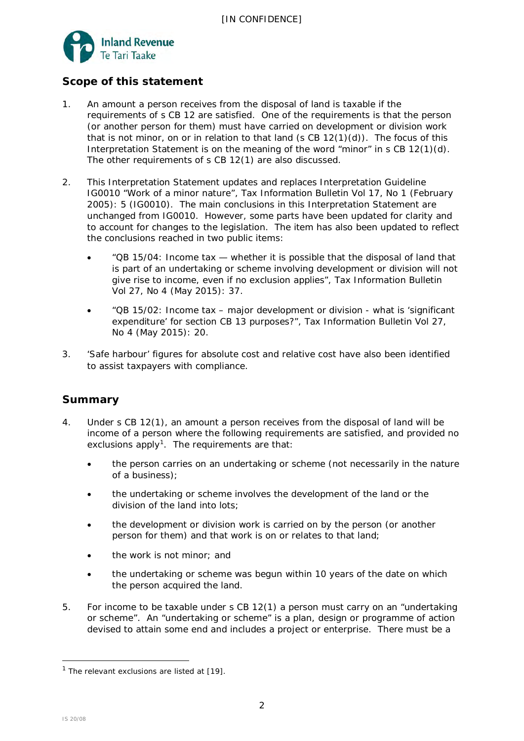## Scope of this statement

1. An amount a person receives from the disposal of land is taxable if the requirements of s CB 12 are satisfied. One of the requirements is that the person (or another person for them) must have carried on development or division work that is not minor, on or in relation to that land (s CB 12(1)(d)). The focus of this Interpretation Statement is on the meaning of the word "minor" in s CB 12(1)(d). The other requirements of s CB 12(1) are also discussed.

2. This Interpretation Statement updates and replaces Interpretation Guideline IG0010 "Work of a minor nature", Tax Information Bulletin Vol 17, No 1 (February 2005): 5 (IG0010). The main conclusions in this Interpretation Statement are unchanged from IG0010. However, some parts have been updated for clarity and to account for changes to the legislation. The item has also been updated to reflect the conclusions reached in two public items:

   - "QB 15/04: Income tax — whether it is possible that the disposal of land that is part of an undertaking or scheme involving development or division will not give rise to income, even if no exclusion applies", Tax Information Bulletin Vol 27, No 4 (May 2015): 37.

   - "QB 15/02: Income tax – major development or division - what is 'significant expenditure' for section CB 13 purposes?", Tax Information Bulletin Vol 27, No 4 (May 2015): 20.

3. 'Safe harbour' figures for absolute cost and relative cost have also been identified to assist taxpayers with compliance.

## Summary

4. Under s CB 12(1), an amount a person receives from the disposal of land will be income of a person where the following requirements are satisfied, and provided no exclusions apply[1]. The requirements are that:

   - the person carries on an undertaking or scheme (not necessarily in the nature of a business);

   - the undertaking or scheme involves the development of the land or the division of the land into lots;

   - the development or division work is carried on by the person (or another person for them) and that work is on or relates to that land;

   - the work is not minor; and

   - the undertaking or scheme was begun within 10 years of the date on which the person acquired the land.

5. For income to be taxable under s CB 12(1) a person must carry on an "undertaking or scheme". An "undertaking or scheme" is a plan, design or programme of action devised to attain some end and includes a project or enterprise. There must be a

[1] The relevant exclusions are listed at [19].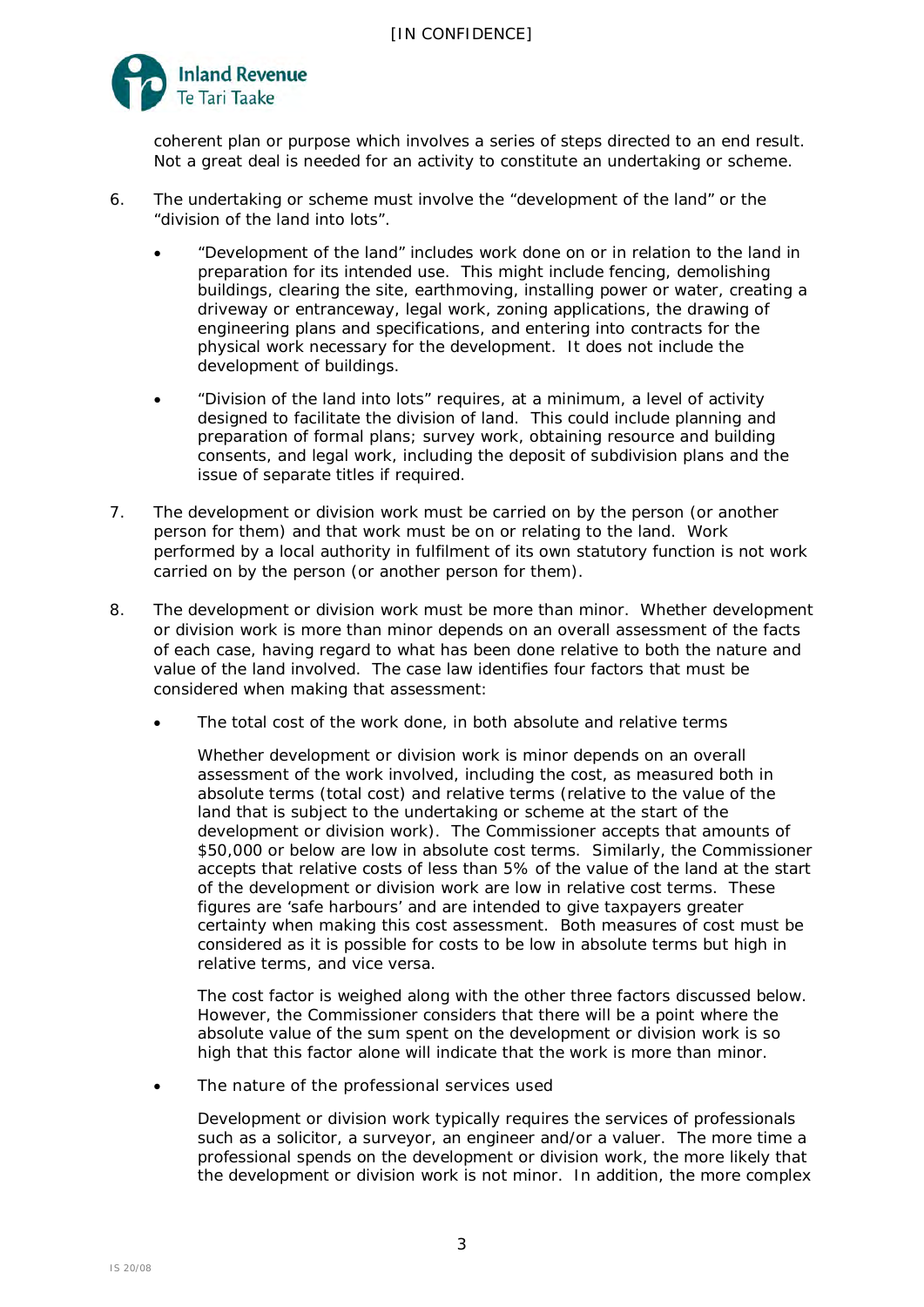coherent plan or purpose which involves a series of steps directed to an end result. Not a great deal is needed for an activity to constitute an undertaking or scheme.

6. The undertaking or scheme must involve the "development of the land" or the "division of the land into lots".

   - "Development of the land" includes work done on or in relation to the land in preparation for its intended use. This might include fencing, demolishing buildings, clearing the site, earthmoving, installing power or water, creating a driveway or entranceway, legal work, zoning applications, the drawing of engineering plans and specifications, and entering into contracts for the physical work necessary for the development. It does not include the development of buildings.

   - "Division of the land into lots" requires, at a minimum, a level of activity designed to facilitate the division of land. This could include planning and preparation of formal plans; survey work, obtaining resource and building consents, and legal work, including the deposit of subdivision plans and the issue of separate titles if required.

7. The development or division work must be carried on by the person (or another person for them) and that work must be on or relating to the land. Work performed by a local authority in fulfilment of its own statutory function is not work carried on by the person (or another person for them).

8. The development or division work must be more than minor. Whether development or division work is more than minor depends on an overall assessment of the facts of each case, having regard to what has been done relative to both the nature and value of the land involved. The case law identifies four factors that must be considered when making that assessment:

   - The total cost of the work done, in both absolute and relative terms

     Whether development or division work is minor depends on an overall assessment of the work involved, including the cost, as measured both in absolute terms (total cost) and relative terms (relative to the value of the land that is subject to the undertaking or scheme at the start of the development or division work). The Commissioner accepts that amounts of $50,000 or below are low in absolute cost terms. Similarly, the Commissioner accepts that relative costs of less than 5% of the value of the land at the start of the development or division work are low in relative cost terms. These figures are 'safe harbours' and are intended to give taxpayers greater certainty when making this cost assessment. Both measures of cost must be considered as it is possible for costs to be low in absolute terms but high in relative terms, and vice versa.

     The cost factor is weighed along with the other three factors discussed below. However, the Commissioner considers that there will be a point where the absolute value of the sum spent on the development or division work is so high that this factor alone will indicate that the work is more than minor.

   - The nature of the professional services used

     Development or division work typically requires the services of professionals such as a solicitor, a surveyor, an engineer and/or a valuer. The more time a professional spends on the development or division work, the more likely that the development or division work is not minor. In addition, the more complex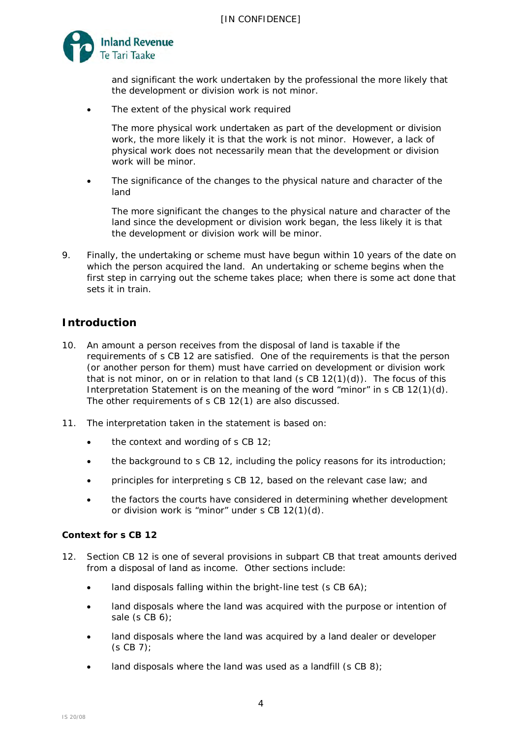and significant the work undertaken by the professional the more likely that the development or division work is not minor.

- The extent of the physical work required

  The more physical work undertaken as part of the development or division work, the more likely it is that the work is not minor. However, a lack of physical work does not necessarily mean that the development or division work will be minor.

- The significance of the changes to the physical nature and character of the land

  The more significant the changes to the physical nature and character of the land since the development or division work began, the less likely it is that the development or division work will be minor.

9. Finally, the undertaking or scheme must have begun within 10 years of the date on which the person acquired the land. An undertaking or scheme begins when the first step in carrying out the scheme takes place; when there is some act done that sets it in train.

## Introduction

10. An amount a person receives from the disposal of land is taxable if the requirements of s CB 12 are satisfied. One of the requirements is that the person (or another person for them) must have carried on development or division work that is not minor, on or in relation to that land (s CB 12(1)(d)). The focus of this Interpretation Statement is on the meaning of the word "minor" in s CB 12(1)(d). The other requirements of s CB 12(1) are also discussed.

11. The interpretation taken in the statement is based on:

- the context and wording of s CB 12;
- the background to s CB 12, including the policy reasons for its introduction;
- principles for interpreting s CB 12, based on the relevant case law; and
- the factors the courts have considered in determining whether development or division work is "minor" under s CB 12(1)(d).

### Context for s CB 12

12. Section CB 12 is one of several provisions in subpart CB that treat amounts derived from a disposal of land as income. Other sections include:

- land disposals falling within the bright-line test (s CB 6A);
- land disposals where the land was acquired with the purpose or intention of sale (s CB 6);
- land disposals where the land was acquired by a land dealer or developer (s CB 7);
- land disposals where the land was used as a landfill (s CB 8);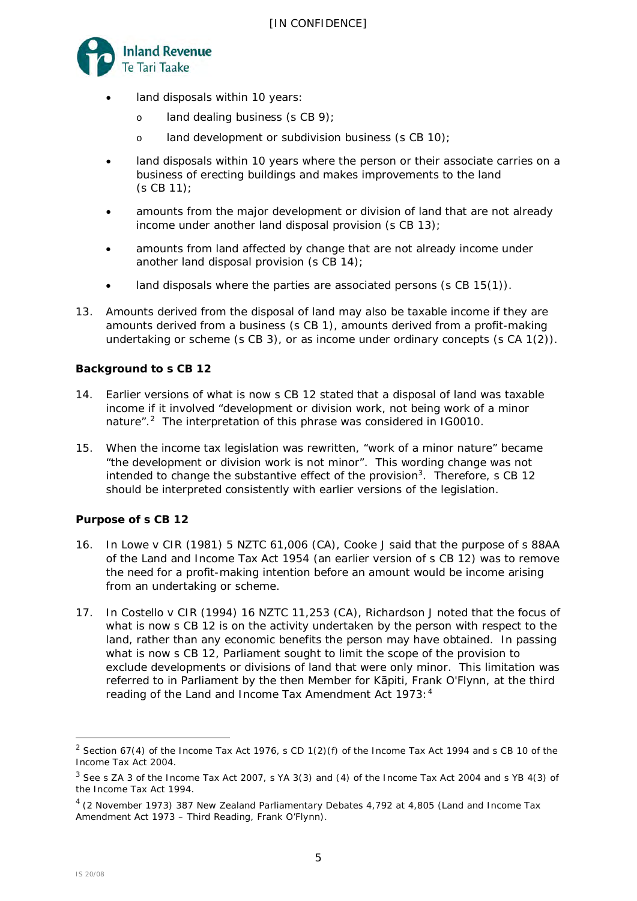- land disposals within 10 years:
  - land dealing business (s CB 9);
  - land development or subdivision business (s CB 10);
- land disposals within 10 years where the person or their associate carries on a business of erecting buildings and makes improvements to the land (s CB 11);
- amounts from the major development or division of land that are not already income under another land disposal provision (s CB 13);
- amounts from land affected by change that are not already income under another land disposal provision (s CB 14);
- land disposals where the parties are associated persons (s CB 15(1)).

13. Amounts derived from the disposal of land may also be taxable income if they are amounts derived from a business (s CB 1), amounts derived from a profit-making undertaking or scheme (s CB 3), or as income under ordinary concepts (s CA 1(2)).

**Background to s CB 12**

14. Earlier versions of what is now s CB 12 stated that a disposal of land was taxable income if it involved "development or division work, not being work of a minor nature".[2] The interpretation of this phrase was considered in IG0010.

15. When the income tax legislation was rewritten, "work of a minor nature" became "the development or division work is not minor". This wording change was not intended to change the substantive effect of the provision[3]. Therefore, s CB 12 should be interpreted consistently with earlier versions of the legislation.

**Purpose of s CB 12**

16. In *Lowe v CIR* (1981) 5 NZTC 61,006 (CA), Cooke J said that the purpose of s 88AA of the Land and Income Tax Act 1954 (an earlier version of s CB 12) was to remove the need for a profit-making intention before an amount would be income arising from an undertaking or scheme.

17. In *Costello v CIR* (1994) 16 NZTC 11,253 (CA), Richardson J noted that the focus of what is now s CB 12 is on the activity undertaken by the person with respect to the land, rather than any economic benefits the person may have obtained. In passing what is now s CB 12, Parliament sought to limit the scope of the provision to exclude developments or divisions of land that were only minor. This limitation was referred to in Parliament by the then Member for Kāpiti, Frank O'Flynn, at the third reading of the Land and Income Tax Amendment Act 1973:[4]

---

[2] Section 67(4) of the Income Tax Act 1976, s CD 1(2)(f) of the Income Tax Act 1994 and s CB 10 of the Income Tax Act 2004.

[3] See s ZA 3 of the Income Tax Act 2007, s YA 3(3) and (4) of the Income Tax Act 2004 and s YB 4(3) of the Income Tax Act 1994.

[4] (2 November 1973) 387 New Zealand Parliamentary Debates 4,792 at 4,805 (Land and Income Tax Amendment Act 1973 – Third Reading, Frank O'Flynn).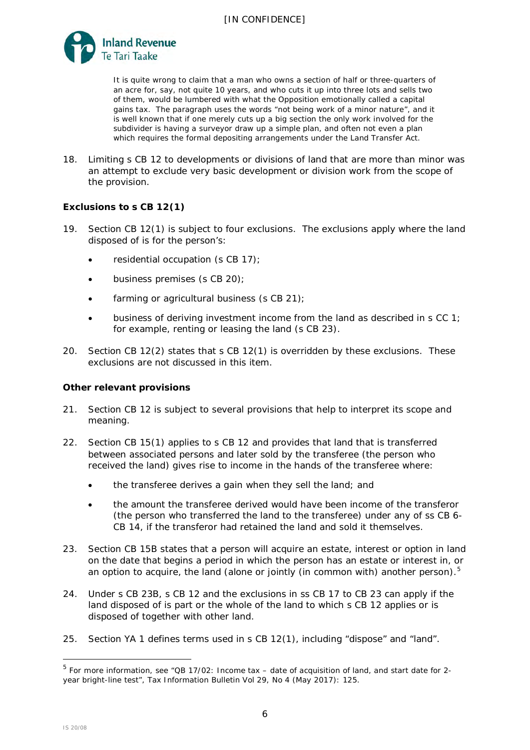> It is quite wrong to claim that a man who owns a section of half or three-quarters of an acre for, say, not quite 10 years, and who cuts it up into three lots and sells two of them, would be lumbered with what the Opposition emotionally called a capital gains tax. The paragraph uses the words "not being work of a minor nature", and it is well known that if one merely cuts up a big section the only work involved for the subdivider is having a surveyor draw up a simple plan, and often not even a plan which requires the formal depositing arrangements under the Land Transfer Act.

18. Limiting s CB 12 to developments or divisions of land that are more than minor was an attempt to exclude very basic development or division work from the scope of the provision.

### Exclusions to s CB 12(1)

19. Section CB 12(1) is subject to four exclusions. The exclusions apply where the land disposed of is for the person's:

    - residential occupation (s CB 17);
    - business premises (s CB 20);
    - farming or agricultural business (s CB 21);
    - business of deriving investment income from the land as described in s CC 1; for example, renting or leasing the land (s CB 23).

20. Section CB 12(2) states that s CB 12(1) is overridden by these exclusions. These exclusions are not discussed in this item.

### Other relevant provisions

21. Section CB 12 is subject to several provisions that help to interpret its scope and meaning.

22. Section CB 15(1) applies to s CB 12 and provides that land that is transferred between associated persons and later sold by the transferee (the person who received the land) gives rise to income in the hands of the transferee where:

    - the transferee derives a gain when they sell the land; and
    - the amount the transferee derived would have been income of the transferor (the person who transferred the land to the transferee) under any of ss CB 6-CB 14, if the transferor had retained the land and sold it themselves.

23. Section CB 15B states that a person will acquire an estate, interest or option in land on the date that begins a period in which the person has an estate or interest in, or an option to acquire, the land (alone or jointly (in common with) another person).[5]

24. Under s CB 23B, s CB 12 and the exclusions in ss CB 17 to CB 23 can apply if the land disposed of is part or the whole of the land to which s CB 12 applies or is disposed of together with other land.

25. Section YA 1 defines terms used in s CB 12(1), including "dispose" and "land".

---

[5] For more information, see "QB 17/02: Income tax – date of acquisition of land, and start date for 2-year bright-line test", Tax Information Bulletin Vol 29, No 4 (May 2017): 125.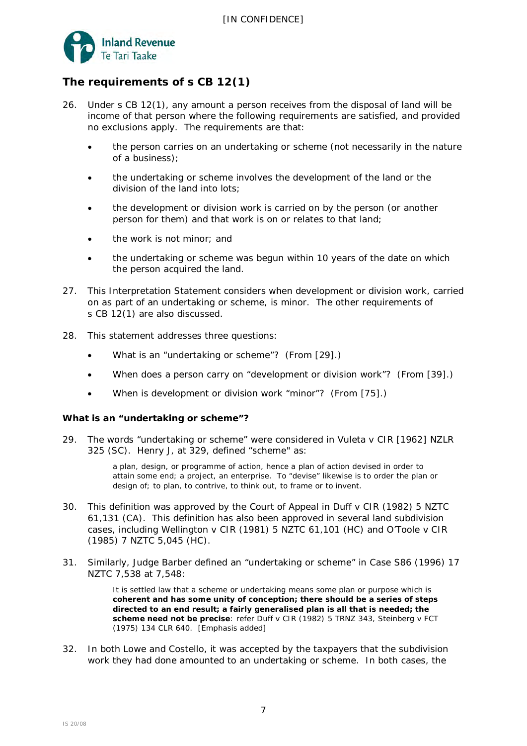## The requirements of s CB 12(1)

26. Under s CB 12(1), any amount a person receives from the disposal of land will be income of that person where the following requirements are satisfied, and provided no exclusions apply. The requirements are that:

    - the person carries on an undertaking or scheme (not necessarily in the nature of a business);
    - the undertaking or scheme involves the development of the land or the division of the land into lots;
    - the development or division work is carried on by the person (or another person for them) and that work is on or relates to that land;
    - the work is not minor; and
    - the undertaking or scheme was begun within 10 years of the date on which the person acquired the land.

27. This Interpretation Statement considers when development or division work, carried on as part of an undertaking or scheme, is minor. The other requirements of s CB 12(1) are also discussed.

28. This statement addresses three questions:

    - What is an "undertaking or scheme"? (From [29].)
    - When does a person carry on "development or division work"? (From [39].)
    - When is development or division work "minor"? (From [75].)

### What is an "undertaking or scheme"?

29. The words "undertaking or scheme" were considered in *Vuleta v CIR* [1962] NZLR 325 (SC). Henry J, at 329, defined "scheme" as:

    > a plan, design, or programme of action, hence a plan of action devised in order to attain some end; a project, an enterprise. To "devise" likewise is to order the plan or design of; to plan, to contrive, to think out, to frame or to invent.

30. This definition was approved by the Court of Appeal in *Duff v CIR* (1982) 5 NZTC 61,131 (CA). This definition has also been approved in several land subdivision cases, including *Wellington v CIR* (1981) 5 NZTC 61,101 (HC) and *O'Toole v CIR* (1985) 7 NZTC 5,045 (HC).

31. Similarly, Judge Barber defined an "undertaking or scheme" in *Case S86* (1996) 17 NZTC 7,538 at 7,548:

    > It is settled law that a scheme or undertaking means some plan or purpose which is **coherent and has some unity of conception; there should be a series of steps directed to an end result; a fairly generalised plan is all that is needed; the scheme need not be precise**: refer *Duff v CIR* (1982) 5 TRNZ 343, *Steinberg v FCT* (1975) 134 CLR 640. [Emphasis added]

32. In both *Lowe* and *Costello*, it was accepted by the taxpayers that the subdivision work they had done amounted to an undertaking or scheme. In both cases, the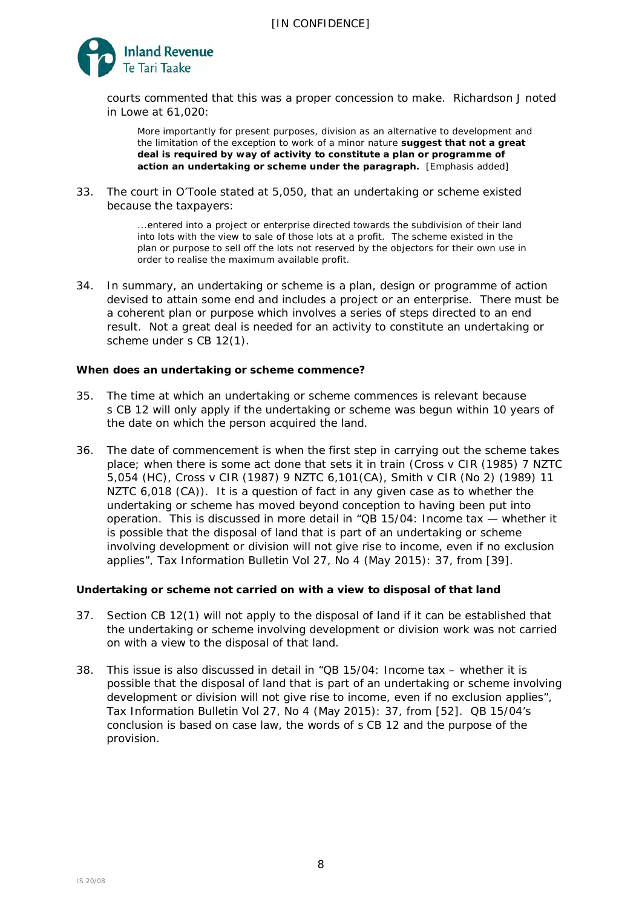courts commented that this was a proper concession to make. Richardson J noted in Lowe at 61,020:

> More importantly for present purposes, division as an alternative to development and the limitation of the exception to work of a minor nature **suggest that not a great deal is required by way of activity to constitute a plan or programme of action an undertaking or scheme under the paragraph.** [Emphasis added]

33. The court in O'Toole stated at 5,050, that an undertaking or scheme existed because the taxpayers:

> ...entered into a project or enterprise directed towards the subdivision of their land into lots with the view to sale of those lots at a profit. The scheme existed in the plan or purpose to sell off the lots not reserved by the objectors for their own use in order to realise the maximum available profit.

34. In summary, an undertaking or scheme is a plan, design or programme of action devised to attain some end and includes a project or an enterprise. There must be a coherent plan or purpose which involves a series of steps directed to an end result. Not a great deal is needed for an activity to constitute an undertaking or scheme under s CB 12(1).

**When does an undertaking or scheme commence?**

35. The time at which an undertaking or scheme commences is relevant because s CB 12 will only apply if the undertaking or scheme was begun within 10 years of the date on which the person acquired the land.

36. The date of commencement is when the first step in carrying out the scheme takes place; when there is some act done that sets it in train (Cross v CIR (1985) 7 NZTC 5,054 (HC), Cross v CIR (1987) 9 NZTC 6,101(CA), Smith v CIR (No 2) (1989) 11 NZTC 6,018 (CA)). It is a question of fact in any given case as to whether the undertaking or scheme has moved beyond conception to having been put into operation. This is discussed in more detail in "QB 15/04: Income tax — whether it is possible that the disposal of land that is part of an undertaking or scheme involving development or division will not give rise to income, even if no exclusion applies", Tax Information Bulletin Vol 27, No 4 (May 2015): 37, from [39].

**Undertaking or scheme not carried on with a view to disposal of that land**

37. Section CB 12(1) will not apply to the disposal of land if it can be established that the undertaking or scheme involving development or division work was not carried on with a view to the disposal of that land.

38. This issue is also discussed in detail in "QB 15/04: Income tax – whether it is possible that the disposal of land that is part of an undertaking or scheme involving development or division will not give rise to income, even if no exclusion applies", Tax Information Bulletin Vol 27, No 4 (May 2015): 37, from [52]. QB 15/04's conclusion is based on case law, the words of s CB 12 and the purpose of the provision.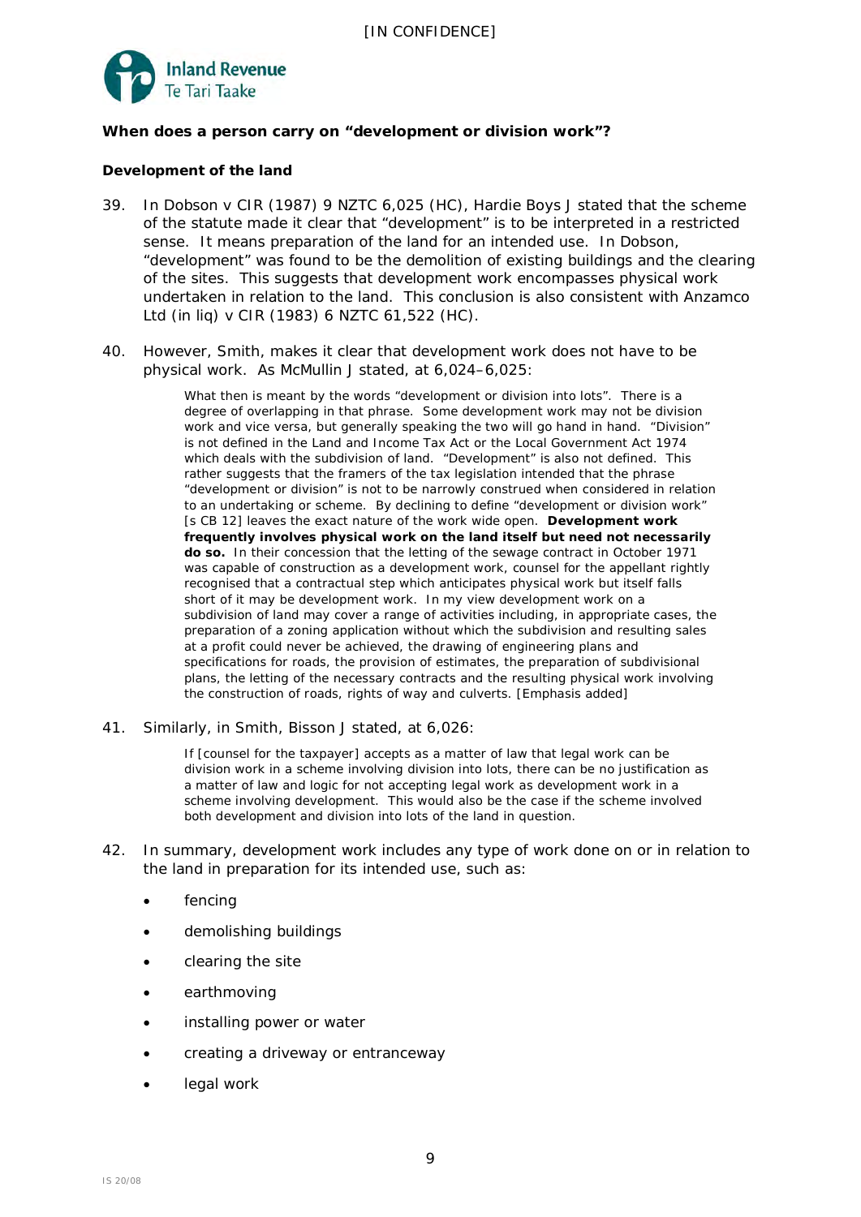## When does a person carry on "development or division work"?

### Development of the land

39. In *Dobson v CIR* (1987) 9 NZTC 6,025 (HC), Hardie Boys J stated that the scheme of the statute made it clear that "development" is to be interpreted in a restricted sense. It means preparation of the land for an intended use. In *Dobson*, "development" was found to be the demolition of existing buildings and the clearing of the sites. This suggests that development work encompasses physical work undertaken in relation to the land. This conclusion is also consistent with *Anzamco Ltd (in liq) v CIR* (1983) 6 NZTC 61,522 (HC).

40. However, *Smith*, makes it clear that development work does not have to be physical work. As McMullin J stated, at 6,024–6,025:

> What then is meant by the words "development or division into lots". There is a degree of overlapping in that phrase. Some development work may not be division work and vice versa, but generally speaking the two will go hand in hand. "Division" is not defined in the Land and Income Tax Act or the Local Government Act 1974 which deals with the subdivision of land. "Development" is also not defined. This rather suggests that the framers of the tax legislation intended that the phrase "development or division" is not to be narrowly construed when considered in relation to an undertaking or scheme. By declining to define "development or division work" [s CB 12] leaves the exact nature of the work wide open. **Development work frequently involves physical work on the land itself but need not necessarily do so.** In their concession that the letting of the sewage contract in October 1971 was capable of construction as a development work, counsel for the appellant rightly recognised that a contractual step which anticipates physical work but itself falls short of it may be development work. In my view development work on a subdivision of land may cover a range of activities including, in appropriate cases, the preparation of a zoning application without which the subdivision and resulting sales at a profit could never be achieved, the drawing of engineering plans and specifications for roads, the provision of estimates, the preparation of subdivisional plans, the letting of the necessary contracts and the resulting physical work involving the construction of roads, rights of way and culverts. [Emphasis added]

41. Similarly, in *Smith*, Bisson J stated, at 6,026:

> If [counsel for the taxpayer] accepts as a matter of law that legal work can be division work in a scheme involving division into lots, there can be no justification as a matter of law and logic for not accepting legal work as development work in a scheme involving development. This would also be the case if the scheme involved both development and division into lots of the land in question.

42. In summary, development work includes any type of work done on or in relation to the land in preparation for its intended use, such as:

- fencing
- demolishing buildings
- clearing the site
- earthmoving
- installing power or water
- creating a driveway or entranceway
- legal work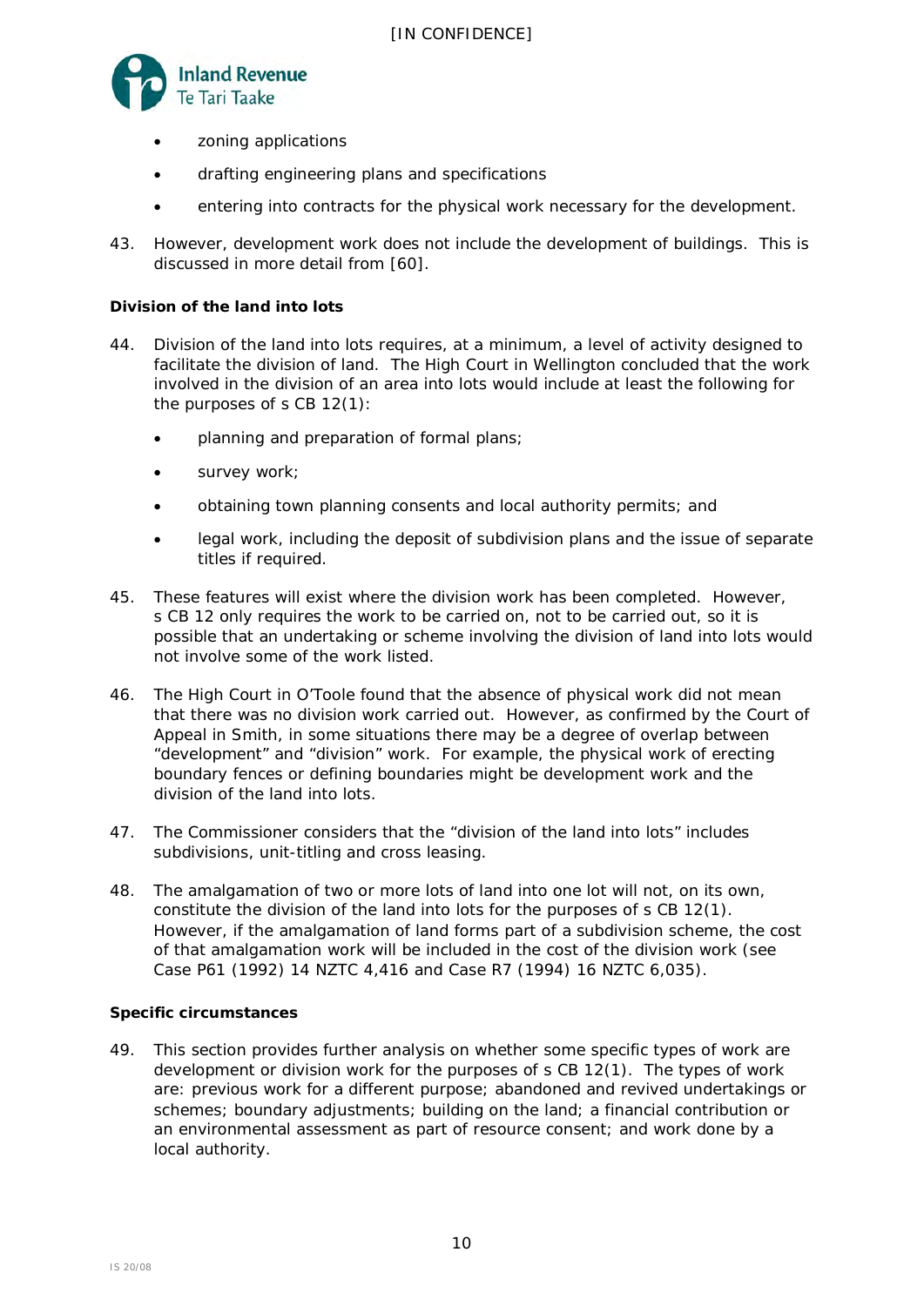- zoning applications
- drafting engineering plans and specifications
- entering into contracts for the physical work necessary for the development.

43. However, development work does not include the development of buildings. This is discussed in more detail from [60].

**Division of the land into lots**

44. Division of the land into lots requires, at a minimum, a level of activity designed to facilitate the division of land. The High Court in *Wellington* concluded that the work involved in the division of an area into lots would include at least the following for the purposes of s CB 12(1):

    - planning and preparation of formal plans;
    - survey work;
    - obtaining town planning consents and local authority permits; and
    - legal work, including the deposit of subdivision plans and the issue of separate titles if required.

45. These features will exist where the division work has been completed. However, s CB 12 only requires the work to be carried on, not to be carried out, so it is possible that an undertaking or scheme involving the division of land into lots would not involve some of the work listed.

46. The High Court in *O'Toole* found that the absence of physical work did not mean that there was no division work carried out. However, as confirmed by the Court of Appeal in *Smith*, in some situations there may be a degree of overlap between "development" and "division" work. For example, the physical work of erecting boundary fences or defining boundaries might be development work and the division of the land into lots.

47. The Commissioner considers that the "division of the land into lots" includes subdivisions, unit-titling and cross leasing.

48. The amalgamation of two or more lots of land into one lot will not, on its own, constitute the division of the land into lots for the purposes of s CB 12(1). However, if the amalgamation of land forms part of a subdivision scheme, the cost of that amalgamation work will be included in the cost of the division work (see *Case P61* (1992) 14 NZTC 4,416 and *Case R7* (1994) 16 NZTC 6,035).

**Specific circumstances**

49. This section provides further analysis on whether some specific types of work are development or division work for the purposes of s CB 12(1). The types of work are: previous work for a different purpose; abandoned and revived undertakings or schemes; boundary adjustments; building on the land; a financial contribution or an environmental assessment as part of resource consent; and work done by a local authority.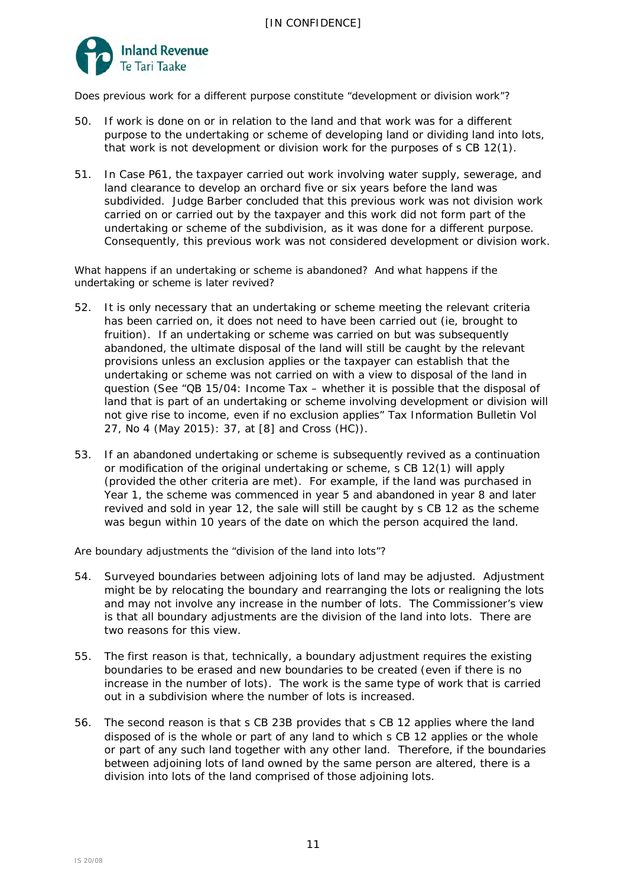### Does previous work for a different purpose constitute "development or division work"?

50. If work is done on or in relation to the land and that work was for a different purpose to the undertaking or scheme of developing land or dividing land into lots, that work is not development or division work for the purposes of s CB 12(1).

51. In *Case P61*, the taxpayer carried out work involving water supply, sewerage, and land clearance to develop an orchard five or six years before the land was subdivided. Judge Barber concluded that this previous work was not division work carried on or carried out by the taxpayer and this work did not form part of the undertaking or scheme of the subdivision, as it was done for a different purpose. Consequently, this previous work was not considered development or division work.

### What happens if an undertaking or scheme is abandoned? And what happens if the undertaking or scheme is later revived?

52. It is only necessary that an undertaking or scheme meeting the relevant criteria has been carried on, it does not need to have been carried out (ie, brought to fruition). If an undertaking or scheme was carried on but was subsequently abandoned, the ultimate disposal of the land will still be caught by the relevant provisions unless an exclusion applies or the taxpayer can establish that the undertaking or scheme was not carried on with a view to disposal of the land in question (See "QB 15/04: Income Tax – whether it is possible that the disposal of land that is part of an undertaking or scheme involving development or division will not give rise to income, even if no exclusion applies" *Tax Information Bulletin* Vol 27, No 4 (May 2015): 37, at [8] and *Cross* (HC)).

53. If an abandoned undertaking or scheme is subsequently revived as a continuation or modification of the original undertaking or scheme, s CB 12(1) will apply (provided the other criteria are met). For example, if the land was purchased in Year 1, the scheme was commenced in year 5 and abandoned in year 8 and later revived and sold in year 12, the sale will still be caught by s CB 12 as the scheme was begun within 10 years of the date on which the person acquired the land.

### Are boundary adjustments the "division of the land into lots"?

54. Surveyed boundaries between adjoining lots of land may be adjusted. Adjustment might be by relocating the boundary and rearranging the lots or realigning the lots and may not involve any increase in the number of lots. The Commissioner's view is that all boundary adjustments are the division of the land into lots. There are two reasons for this view.

55. The first reason is that, technically, a boundary adjustment requires the existing boundaries to be erased and new boundaries to be created (even if there is no increase in the number of lots). The work is the same type of work that is carried out in a subdivision where the number of lots is increased.

56. The second reason is that s CB 23B provides that s CB 12 applies where the land disposed of is the whole or part of any land to which s CB 12 applies or the whole or part of any such land together with any other land. Therefore, if the boundaries between adjoining lots of land owned by the same person are altered, there is a division into lots of the land comprised of those adjoining lots.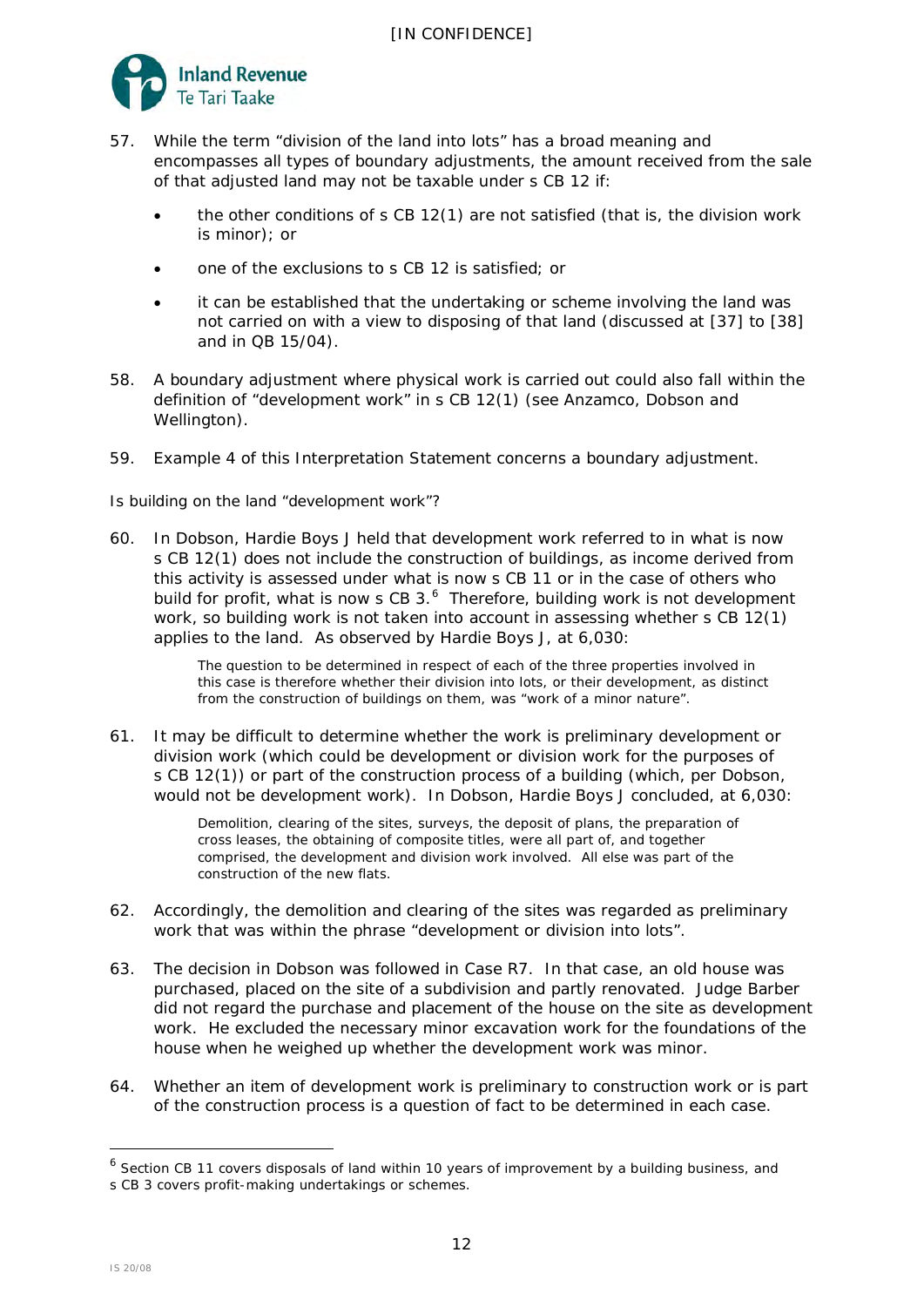57. While the term "division of the land into lots" has a broad meaning and encompasses all types of boundary adjustments, the amount received from the sale of that adjusted land may not be taxable under s CB 12 if:

    - the other conditions of s CB 12(1) are not satisfied (that is, the division work is minor); or
    - one of the exclusions to s CB 12 is satisfied; or
    - it can be established that the undertaking or scheme involving the land was not carried on with a view to disposing of that land (discussed at [37] to [38] and in QB 15/04).

58. A boundary adjustment where physical work is carried out could also fall within the definition of "development work" in s CB 12(1) (see *Anzamco*, *Dobson* and *Wellington*).

59. Example 4 of this Interpretation Statement concerns a boundary adjustment.

*Is building on the land "development work"?*

60. In *Dobson*, Hardie Boys J held that development work referred to in what is now s CB 12(1) does not include the construction of buildings, as income derived from this activity is assessed under what is now s CB 11 or in the case of others who build for profit, what is now s CB 3.[6] Therefore, building work is not development work, so building work is not taken into account in assessing whether s CB 12(1) applies to the land. As observed by Hardie Boys J, at 6,030:

    > The question to be determined in respect of each of the three properties involved in this case is therefore whether their division into lots, or their development, as distinct from the construction of buildings on them, was "work of a minor nature".

61. It may be difficult to determine whether the work is preliminary development or division work (which could be development or division work for the purposes of s CB 12(1)) or part of the construction process of a building (which, per *Dobson*, would not be development work). In *Dobson*, Hardie Boys J concluded, at 6,030:

    > Demolition, clearing of the sites, surveys, the deposit of plans, the preparation of cross leases, the obtaining of composite titles, were all part of, and together comprised, the development and division work involved. All else was part of the construction of the new flats.

62. Accordingly, the demolition and clearing of the sites was regarded as preliminary work that was within the phrase "development or division into lots".

63. The decision in *Dobson* was followed in *Case R7*. In that case, an old house was purchased, placed on the site of a subdivision and partly renovated. Judge Barber did not regard the purchase and placement of the house on the site as development work. He excluded the necessary minor excavation work for the foundations of the house when he weighed up whether the development work was minor.

64. Whether an item of development work is preliminary to construction work or is part of the construction process is a question of fact to be determined in each case.

---

[6] Section CB 11 covers disposals of land within 10 years of improvement by a building business, and s CB 3 covers profit-making undertakings or schemes.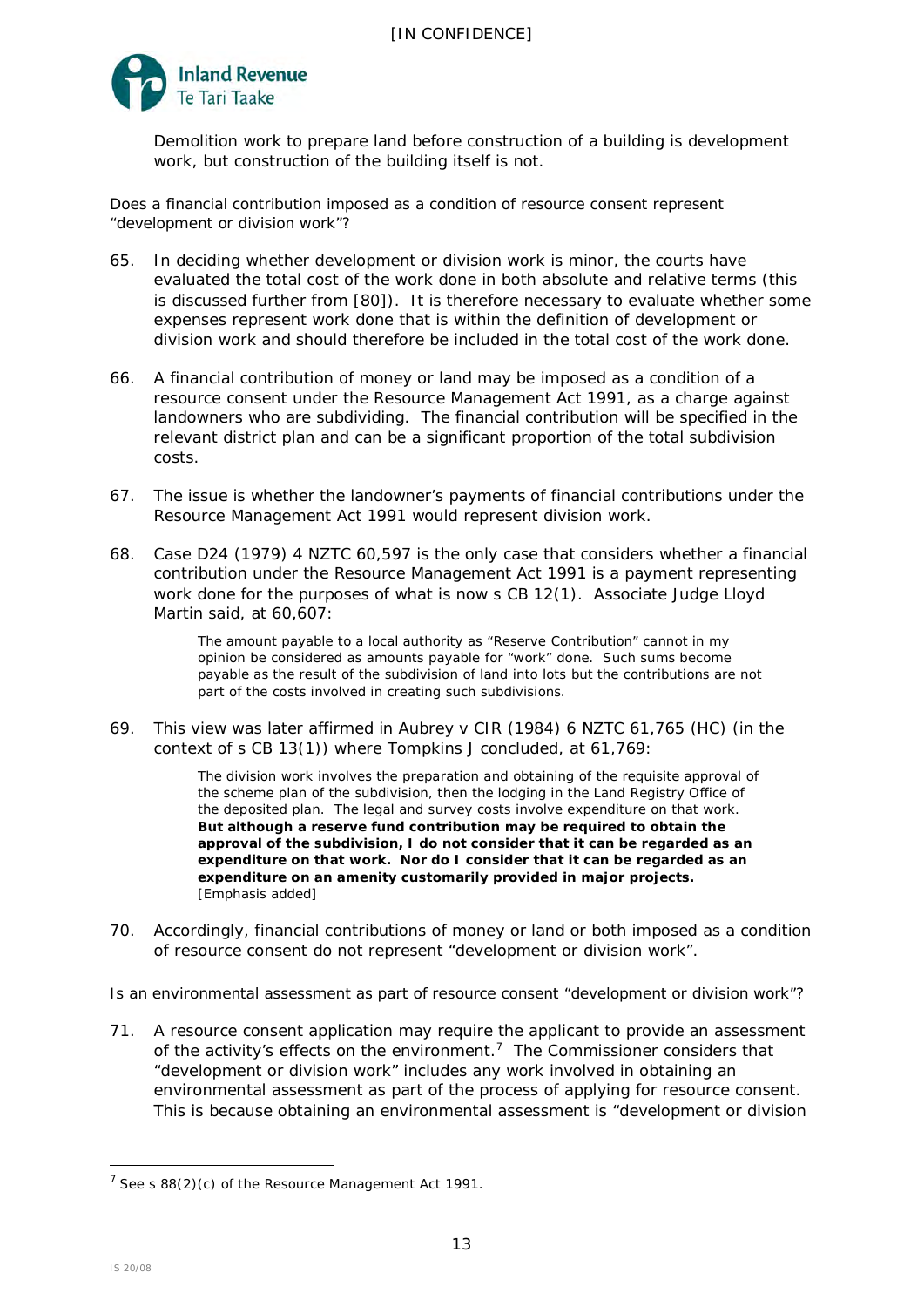Demolition work to prepare land before construction of a building is development work, but construction of the building itself is not.

*Does a financial contribution imposed as a condition of resource consent represent "development or division work"?*

65. In deciding whether development or division work is minor, the courts have evaluated the total cost of the work done in both absolute and relative terms (this is discussed further from [80]). It is therefore necessary to evaluate whether some expenses represent work done that is within the definition of development or division work and should therefore be included in the total cost of the work done.

66. A financial contribution of money or land may be imposed as a condition of a resource consent under the Resource Management Act 1991, as a charge against landowners who are subdividing. The financial contribution will be specified in the relevant district plan and can be a significant proportion of the total subdivision costs.

67. The issue is whether the landowner's payments of financial contributions under the Resource Management Act 1991 would represent division work.

68. *Case D24* (1979) 4 NZTC 60,597 is the only case that considers whether a financial contribution under the Resource Management Act 1991 is a payment representing work done for the purposes of what is now s CB 12(1). Associate Judge Lloyd Martin said, at 60,607:

> The amount payable to a local authority as "Reserve Contribution" cannot in my opinion be considered as amounts payable for "work" done. Such sums become payable as the result of the subdivision of land into lots but the contributions are not part of the costs involved in creating such subdivisions.

69. This view was later affirmed in *Aubrey v CIR* (1984) 6 NZTC 61,765 (HC) (in the context of s CB 13(1)) where Tompkins J concluded, at 61,769:

> The division work involves the preparation and obtaining of the requisite approval of the scheme plan of the subdivision, then the lodging in the Land Registry Office of the deposited plan. The legal and survey costs involve expenditure on that work. **But although a reserve fund contribution may be required to obtain the approval of the subdivision, I do not consider that it can be regarded as an expenditure on that work. Nor do I consider that it can be regarded as an expenditure on an amenity customarily provided in major projects.** [Emphasis added]

70. Accordingly, financial contributions of money or land or both imposed as a condition of resource consent do not represent "development or division work".

*Is an environmental assessment as part of resource consent "development or division work"?*

71. A resource consent application may require the applicant to provide an assessment of the activity's effects on the environment.[7] The Commissioner considers that "development or division work" includes any work involved in obtaining an environmental assessment as part of the process of applying for resource consent. This is because obtaining an environmental assessment is "development or division

[7] See s 88(2)(c) of the Resource Management Act 1991.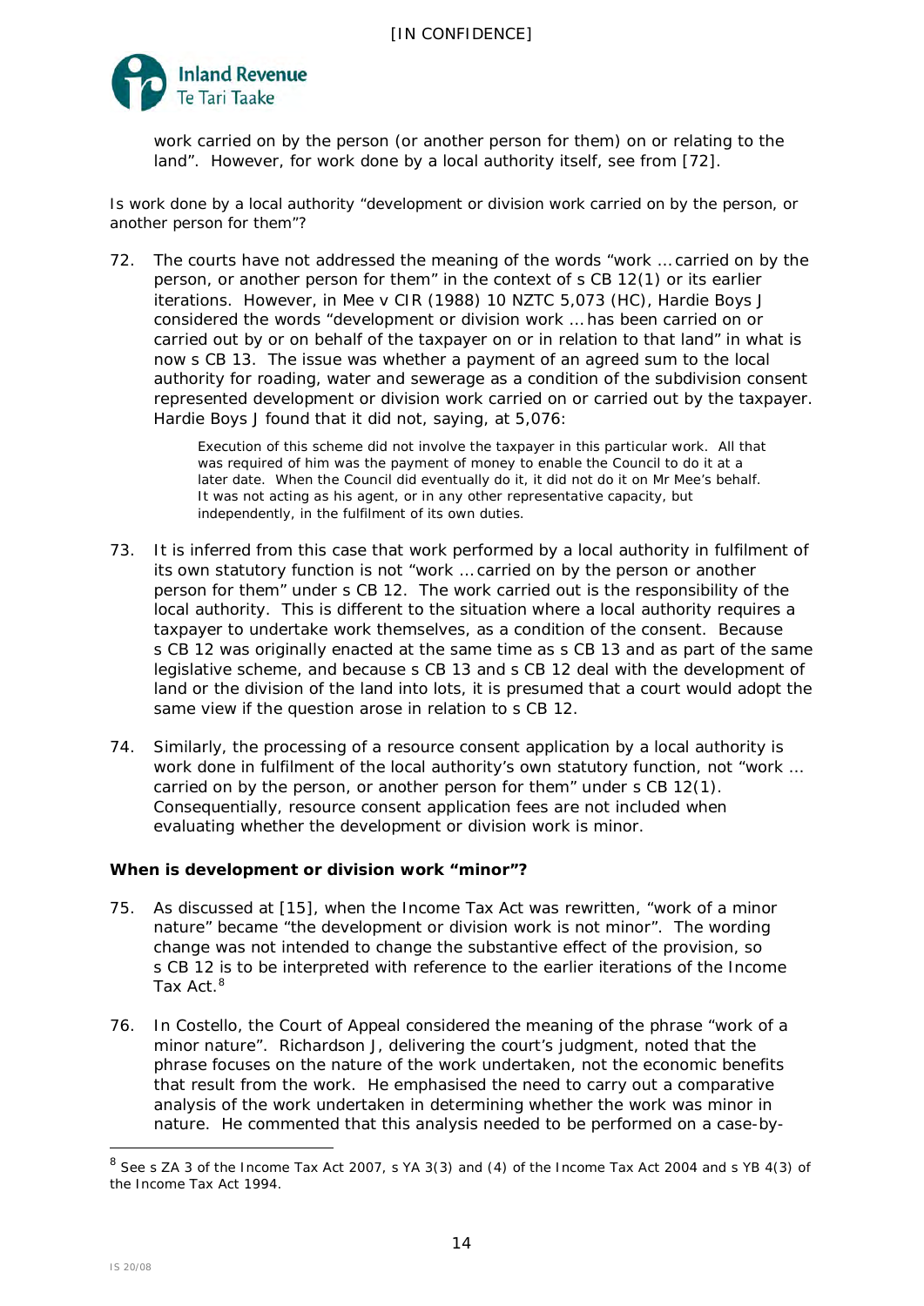work carried on by the person (or another person for them) on or relating to the land". However, for work done by a local authority itself, see from [72].

*Is work done by a local authority "development or division work carried on by the person, or another person for them"?*

72. The courts have not addressed the meaning of the words "work … carried on by the person, or another person for them" in the context of s CB 12(1) or its earlier iterations. However, in *Mee v CIR* (1988) 10 NZTC 5,073 (HC), Hardie Boys J considered the words "development or division work … has been carried on or carried out by or on behalf of the taxpayer on or in relation to that land" in what is now s CB 13. The issue was whether a payment of an agreed sum to the local authority for roading, water and sewerage as a condition of the subdivision consent represented development or division work carried on or carried out by the taxpayer. Hardie Boys J found that it did not, saying, at 5,076:

> Execution of this scheme did not involve the taxpayer in this particular work. All that was required of him was the payment of money to enable the Council to do it at a later date. When the Council did eventually do it, it did not do it on Mr Mee's behalf. It was not acting as his agent, or in any other representative capacity, but independently, in the fulfilment of its own duties.

73. It is inferred from this case that work performed by a local authority in fulfilment of its own statutory function is not "work … carried on by the person or another person for them" under s CB 12. The work carried out is the responsibility of the local authority. This is different to the situation where a local authority requires a taxpayer to undertake work themselves, as a condition of the consent. Because s CB 12 was originally enacted at the same time as s CB 13 and as part of the same legislative scheme, and because s CB 13 and s CB 12 deal with the development of land or the division of the land into lots, it is presumed that a court would adopt the same view if the question arose in relation to s CB 12.

74. Similarly, the processing of a resource consent application by a local authority is work done in fulfilment of the local authority's own statutory function, not "work … carried on by the person, or another person for them" under s CB 12(1). Consequentially, resource consent application fees are not included when evaluating whether the development or division work is minor.

**When is development or division work "minor"?**

75. As discussed at [15], when the Income Tax Act was rewritten, "work of a minor nature" became "the development or division work is not minor". The wording change was not intended to change the substantive effect of the provision, so s CB 12 is to be interpreted with reference to the earlier iterations of the Income Tax Act.[8]

76. In *Costello*, the Court of Appeal considered the meaning of the phrase "work of a minor nature". Richardson J, delivering the court's judgment, noted that the phrase focuses on the nature of the work undertaken, not the economic benefits that result from the work. He emphasised the need to carry out a comparative analysis of the work undertaken in determining whether the work was minor in nature. He commented that this analysis needed to be performed on a case-by-

[8] See s ZA 3 of the Income Tax Act 2007, s YA 3(3) and (4) of the Income Tax Act 2004 and s YB 4(3) of the Income Tax Act 1994.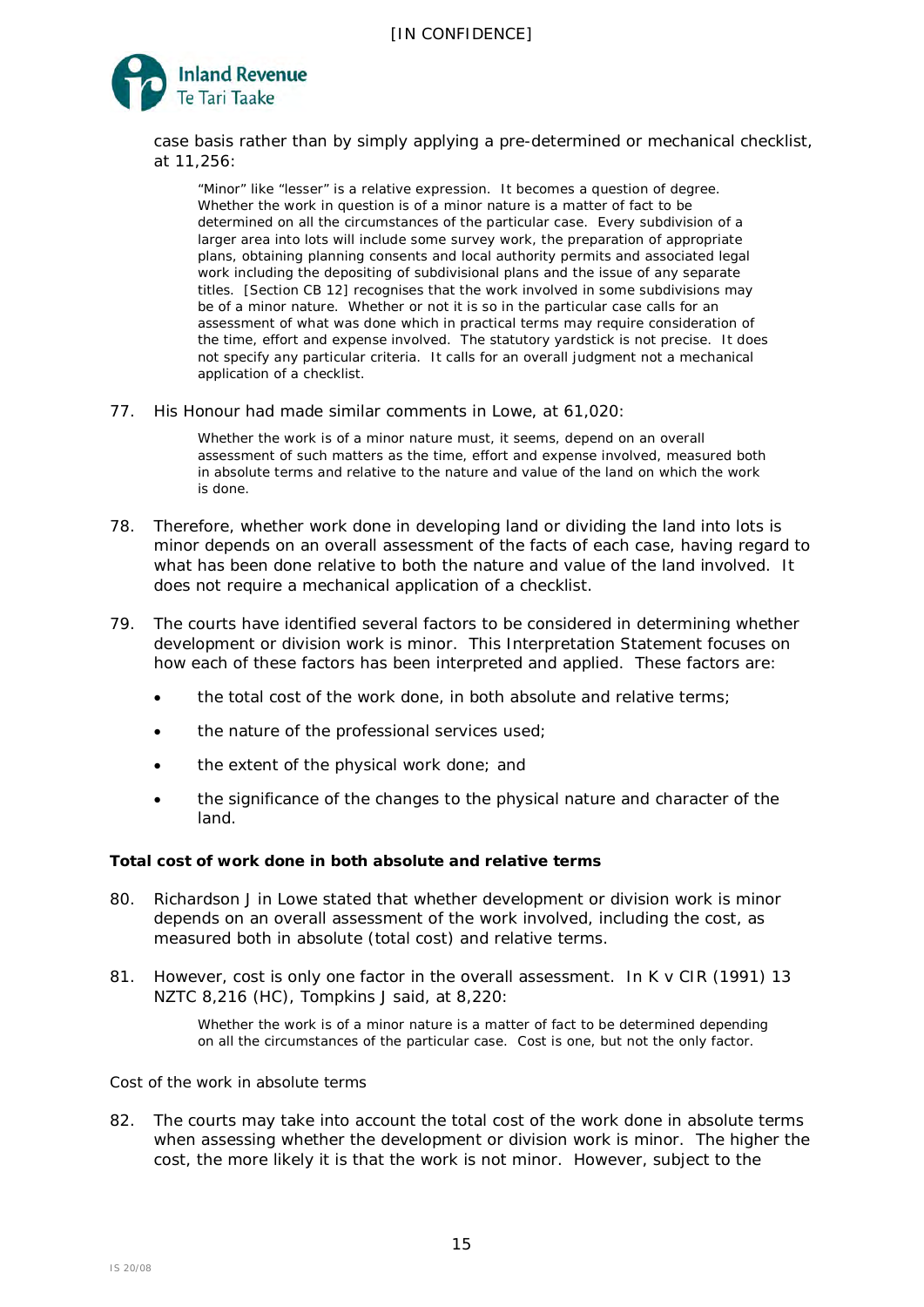case basis rather than by simply applying a pre-determined or mechanical checklist, at 11,256:

> "Minor" like "lesser" is a relative expression. It becomes a question of degree. Whether the work in question is of a minor nature is a matter of fact to be determined on all the circumstances of the particular case. Every subdivision of a larger area into lots will include some survey work, the preparation of appropriate plans, obtaining planning consents and local authority permits and associated legal work including the depositing of subdivisional plans and the issue of any separate titles. [Section CB 12] recognises that the work involved in some subdivisions may be of a minor nature. Whether or not it is so in the particular case calls for an assessment of what was done which in practical terms may require consideration of the time, effort and expense involved. The statutory yardstick is not precise. It does not specify any particular criteria. It calls for an overall judgment not a mechanical application of a checklist.

77. His Honour had made similar comments in *Lowe*, at 61,020:

> Whether the work is of a minor nature must, it seems, depend on an overall assessment of such matters as the time, effort and expense involved, measured both in absolute terms and relative to the nature and value of the land on which the work is done.

78. Therefore, whether work done in developing land or dividing the land into lots is minor depends on an overall assessment of the facts of each case, having regard to what has been done relative to both the nature and value of the land involved. It does not require a mechanical application of a checklist.

79. The courts have identified several factors to be considered in determining whether development or division work is minor. This Interpretation Statement focuses on how each of these factors has been interpreted and applied. These factors are:

- the total cost of the work done, in both absolute and relative terms;
- the nature of the professional services used;
- the extent of the physical work done; and
- the significance of the changes to the physical nature and character of the land.

**Total cost of work done in both absolute and relative terms**

80. Richardson J in *Lowe* stated that whether development or division work is minor depends on an overall assessment of the work involved, including the cost, as measured both in absolute (total cost) and relative terms.

81. However, cost is only one factor in the overall assessment. In *K v CIR* (1991) 13 NZTC 8,216 (HC), Tompkins J said, at 8,220:

> Whether the work is of a minor nature is a matter of fact to be determined depending on all the circumstances of the particular case. Cost is one, but not the only factor.

*Cost of the work in absolute terms*

82. The courts may take into account the total cost of the work done in absolute terms when assessing whether the development or division work is minor. The higher the cost, the more likely it is that the work is not minor. However, subject to the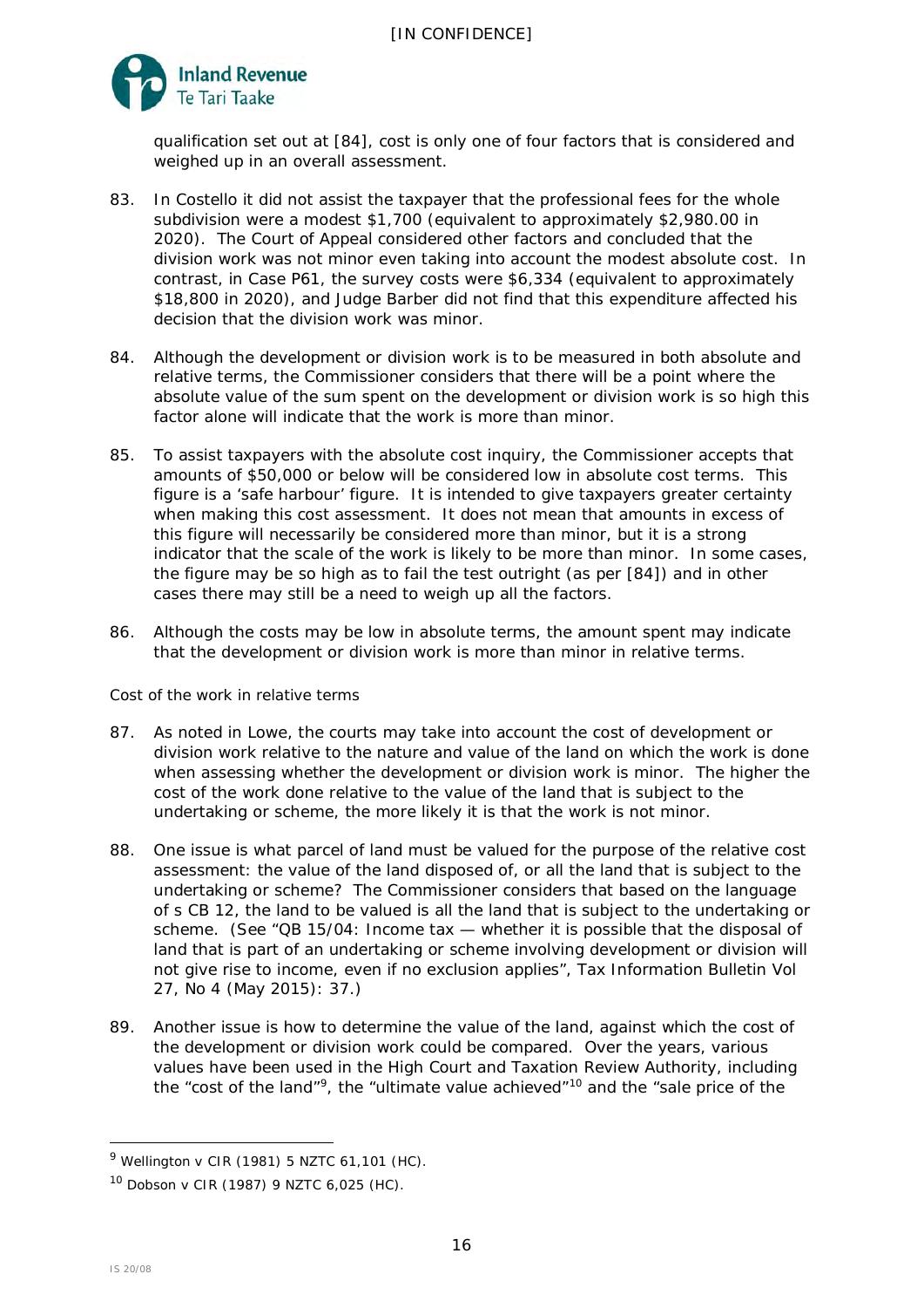qualification set out at [84], cost is only one of four factors that is considered and weighed up in an overall assessment.

83. In *Costello* it did not assist the taxpayer that the professional fees for the whole subdivision were a modest $1,700 (equivalent to approximately $2,980.00 in 2020). The Court of Appeal considered other factors and concluded that the division work was not minor even taking into account the modest absolute cost. In contrast, in *Case P61*, the survey costs were $6,334 (equivalent to approximately $18,800 in 2020), and Judge Barber did not find that this expenditure affected his decision that the division work was minor.

84. Although the development or division work is to be measured in both absolute and relative terms, the Commissioner considers that there will be a point where the absolute value of the sum spent on the development or division work is so high this factor alone will indicate that the work is more than minor.

85. To assist taxpayers with the absolute cost inquiry, the Commissioner accepts that amounts of $50,000 or below will be considered low in absolute cost terms. This figure is a 'safe harbour' figure. It is intended to give taxpayers greater certainty when making this cost assessment. It does not mean that amounts in excess of this figure will necessarily be considered more than minor, but it is a strong indicator that the scale of the work is likely to be more than minor. In some cases, the figure may be so high as to fail the test outright (as per [84]) and in other cases there may still be a need to weigh up all the factors.

86. Although the costs may be low in absolute terms, the amount spent may indicate that the development or division work is more than minor in relative terms.

*Cost of the work in relative terms*

87. As noted in *Lowe*, the courts may take into account the cost of development or division work relative to the nature and value of the land on which the work is done when assessing whether the development or division work is minor. The higher the cost of the work done relative to the value of the land that is subject to the undertaking or scheme, the more likely it is that the work is not minor.

88. One issue is what parcel of land must be valued for the purpose of the relative cost assessment: the value of the land disposed of, or all the land that is subject to the undertaking or scheme? The Commissioner considers that based on the language of s CB 12, the land to be valued is all the land that is subject to the undertaking or scheme. (See "QB 15/04: Income tax — whether it is possible that the disposal of land that is part of an undertaking or scheme involving development or division will not give rise to income, even if no exclusion applies", *Tax Information Bulletin* Vol 27, No 4 (May 2015): 37.)

89. Another issue is how to determine the value of the land, against which the cost of the development or division work could be compared. Over the years, various values have been used in the High Court and Taxation Review Authority, including the "cost of the land"[9], the "ultimate value achieved"[10] and the "sale price of the

---

[9] *Wellington v CIR* (1981) 5 NZTC 61,101 (HC).

[10] *Dobson v CIR* (1987) 9 NZTC 6,025 (HC).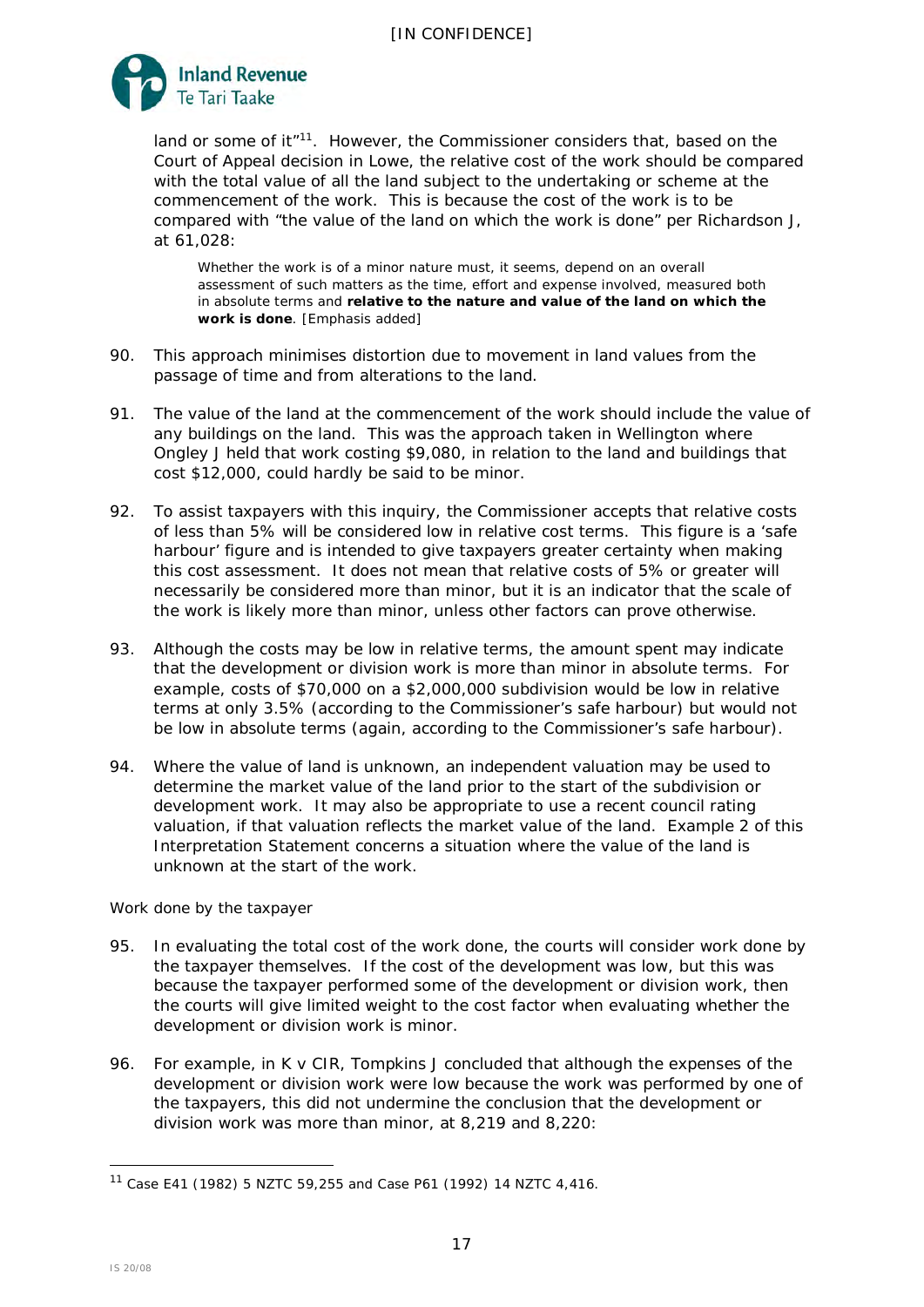land or some of it"[11]. However, the Commissioner considers that, based on the Court of Appeal decision in Lowe, the relative cost of the work should be compared with the total value of all the land subject to the undertaking or scheme at the commencement of the work. This is because the cost of the work is to be compared with "the value of the land on which the work is done" per Richardson J, at 61,028:

> Whether the work is of a minor nature must, it seems, depend on an overall assessment of such matters as the time, effort and expense involved, measured both in absolute terms and **relative to the nature and value of the land on which the work is done**. [Emphasis added]

90. This approach minimises distortion due to movement in land values from the passage of time and from alterations to the land.

91. The value of the land at the commencement of the work should include the value of any buildings on the land. This was the approach taken in Wellington where Ongley J held that work costing $9,080, in relation to the land and buildings that cost $12,000, could hardly be said to be minor.

92. To assist taxpayers with this inquiry, the Commissioner accepts that relative costs of less than 5% will be considered low in relative cost terms. This figure is a 'safe harbour' figure and is intended to give taxpayers greater certainty when making this cost assessment. It does not mean that relative costs of 5% or greater will necessarily be considered more than minor, but it is an indicator that the scale of the work is likely more than minor, unless other factors can prove otherwise.

93. Although the costs may be low in relative terms, the amount spent may indicate that the development or division work is more than minor in absolute terms. For example, costs of $70,000 on a $2,000,000 subdivision would be low in relative terms at only 3.5% (according to the Commissioner's safe harbour) but would not be low in absolute terms (again, according to the Commissioner's safe harbour).

94. Where the value of land is unknown, an independent valuation may be used to determine the market value of the land prior to the start of the subdivision or development work. It may also be appropriate to use a recent council rating valuation, if that valuation reflects the market value of the land. Example 2 of this Interpretation Statement concerns a situation where the value of the land is unknown at the start of the work.

*Work done by the taxpayer*

95. In evaluating the total cost of the work done, the courts will consider work done by the taxpayer themselves. If the cost of the development was low, but this was because the taxpayer performed some of the development or division work, then the courts will give limited weight to the cost factor when evaluating whether the development or division work is minor.

96. For example, in K v CIR, Tompkins J concluded that although the expenses of the development or division work were low because the work was performed by one of the taxpayers, this did not undermine the conclusion that the development or division work was more than minor, at 8,219 and 8,220:

---

[11] Case E41 (1982) 5 NZTC 59,255 and Case P61 (1992) 14 NZTC 4,416.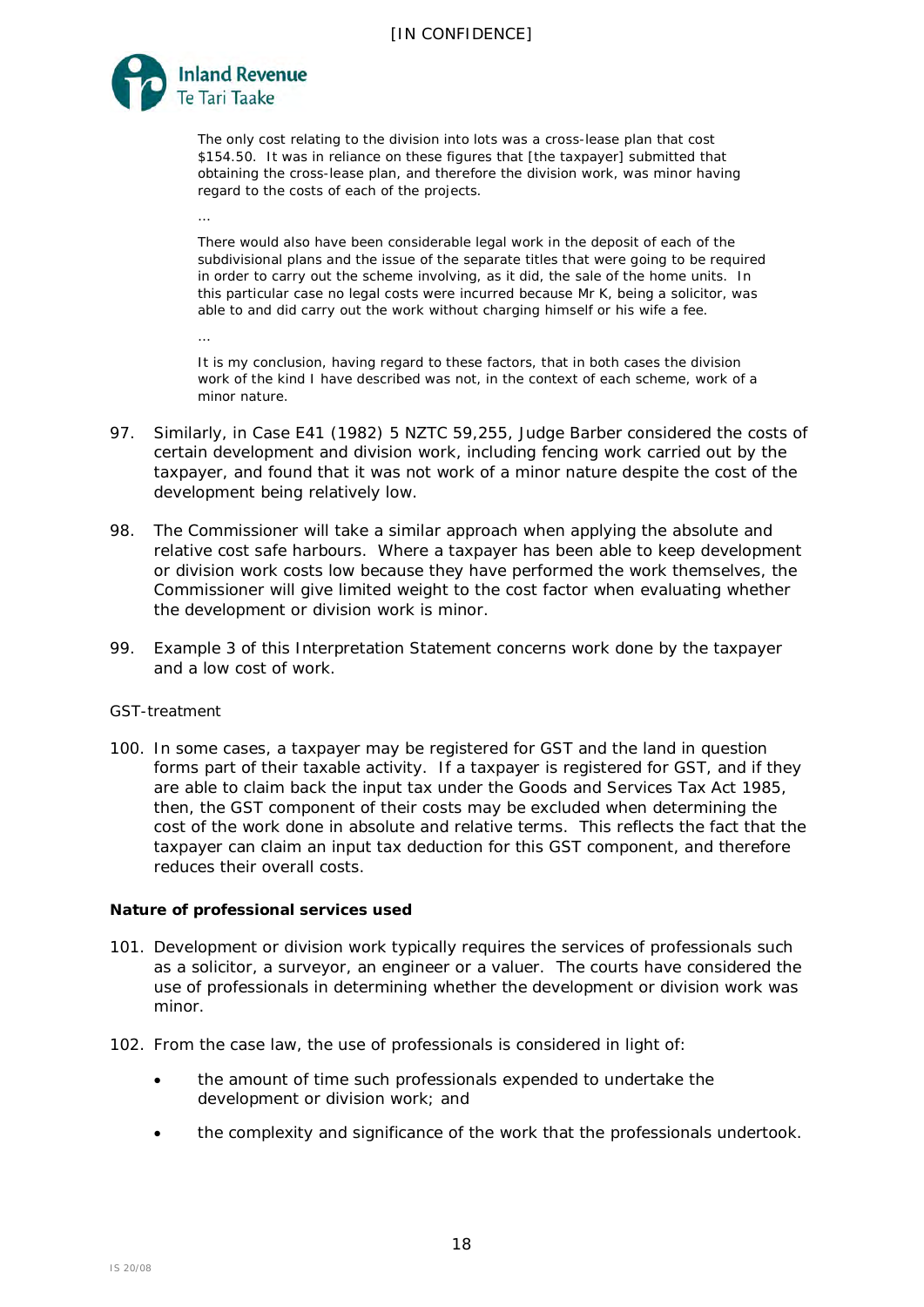> The only cost relating to the division into lots was a cross-lease plan that cost $154.50. It was in reliance on these figures that [the taxpayer] submitted that obtaining the cross-lease plan, and therefore the division work, was minor having regard to the costs of each of the projects.
>
> …
>
> There would also have been considerable legal work in the deposit of each of the subdivisional plans and the issue of the separate titles that were going to be required in order to carry out the scheme involving, as it did, the sale of the home units. In this particular case no legal costs were incurred because Mr K, being a solicitor, was able to and did carry out the work without charging himself or his wife a fee.
>
> …
>
> It is my conclusion, having regard to these factors, that in both cases the division work of the kind I have described was not, in the context of each scheme, work of a minor nature.

97. Similarly, in *Case E41* (1982) 5 NZTC 59,255, Judge Barber considered the costs of certain development and division work, including fencing work carried out by the taxpayer, and found that it was not work of a minor nature despite the cost of the development being relatively low.

98. The Commissioner will take a similar approach when applying the absolute and relative cost safe harbours. Where a taxpayer has been able to keep development or division work costs low because they have performed the work themselves, the Commissioner will give limited weight to the cost factor when evaluating whether the development or division work is minor.

99. Example 3 of this Interpretation Statement concerns work done by the taxpayer and a low cost of work.

*GST-treatment*

100. In some cases, a taxpayer may be registered for GST and the land in question forms part of their taxable activity. If a taxpayer is registered for GST, and if they are able to claim back the input tax under the Goods and Services Tax Act 1985, then, the GST component of their costs may be excluded when determining the cost of the work done in absolute and relative terms. This reflects the fact that the taxpayer can claim an input tax deduction for this GST component, and therefore reduces their overall costs.

**Nature of professional services used**

101. Development or division work typically requires the services of professionals such as a solicitor, a surveyor, an engineer or a valuer. The courts have considered the use of professionals in determining whether the development or division work was minor.

102. From the case law, the use of professionals is considered in light of:

- the amount of time such professionals expended to undertake the development or division work; and
- the complexity and significance of the work that the professionals undertook.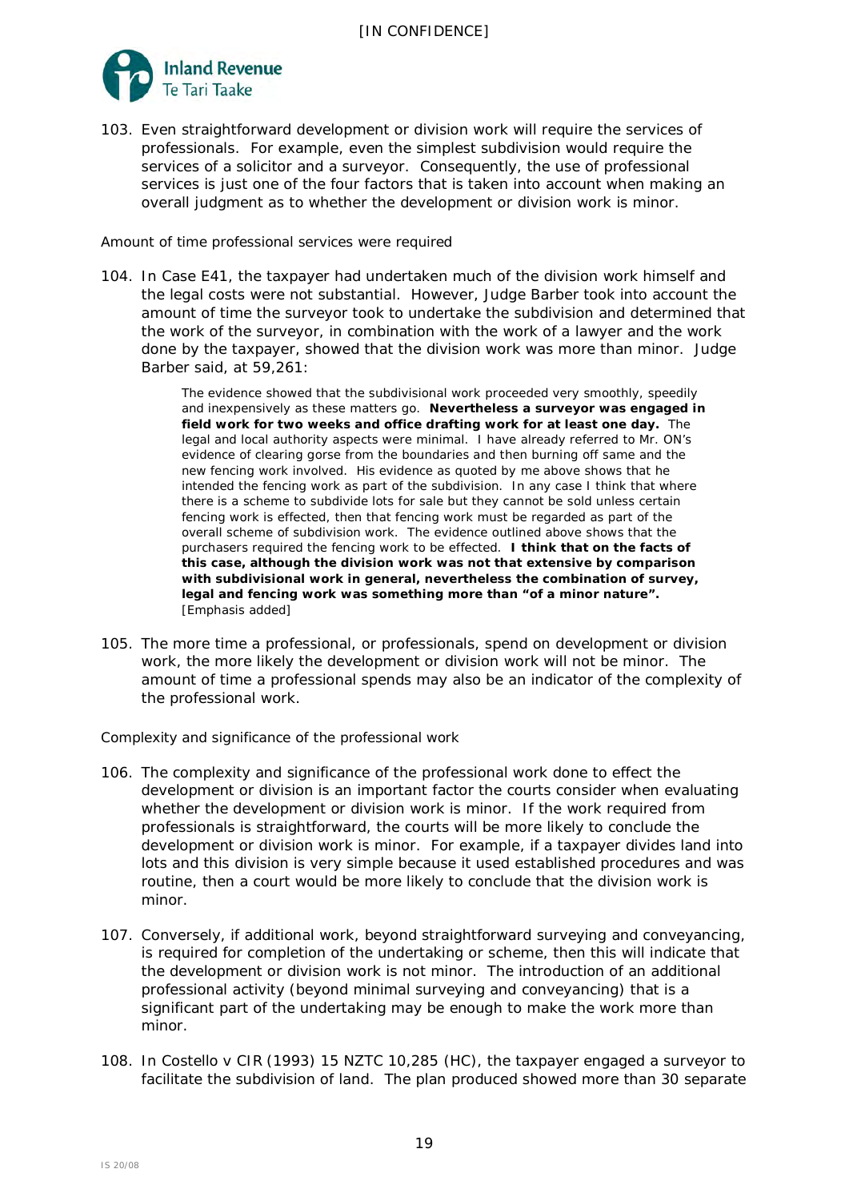103. Even straightforward development or division work will require the services of professionals. For example, even the simplest subdivision would require the services of a solicitor and a surveyor. Consequently, the use of professional services is just one of the four factors that is taken into account when making an overall judgment as to whether the development or division work is minor.

*Amount of time professional services were required*

104. In *Case E41*, the taxpayer had undertaken much of the division work himself and the legal costs were not substantial. However, Judge Barber took into account the amount of time the surveyor took to undertake the subdivision and determined that the work of the surveyor, in combination with the work of a lawyer and the work done by the taxpayer, showed that the division work was more than minor. Judge Barber said, at 59,261:

> The evidence showed that the subdivisional work proceeded very smoothly, speedily and inexpensively as these matters go. **Nevertheless a surveyor was engaged in field work for two weeks and office drafting work for at least one day.** The legal and local authority aspects were minimal. I have already referred to Mr. ON's evidence of clearing gorse from the boundaries and then burning off same and the new fencing work involved. His evidence as quoted by me above shows that he intended the fencing work as part of the subdivision. In any case I think that where there is a scheme to subdivide lots for sale but they cannot be sold unless certain fencing work is effected, then that fencing work must be regarded as part of the overall scheme of subdivision work. The evidence outlined above shows that the purchasers required the fencing work to be effected. **I think that on the facts of this case, although the division work was not that extensive by comparison with subdivisional work in general, nevertheless the combination of survey, legal and fencing work was something more than "of a minor nature".** [Emphasis added]

105. The more time a professional, or professionals, spend on development or division work, the more likely the development or division work will not be minor. The amount of time a professional spends may also be an indicator of the complexity of the professional work.

*Complexity and significance of the professional work*

106. The complexity and significance of the professional work done to effect the development or division is an important factor the courts consider when evaluating whether the development or division work is minor. If the work required from professionals is straightforward, the courts will be more likely to conclude the development or division work is minor. For example, if a taxpayer divides land into lots and this division is very simple because it used established procedures and was routine, then a court would be more likely to conclude that the division work is minor.

107. Conversely, if additional work, beyond straightforward surveying and conveyancing, is required for completion of the undertaking or scheme, then this will indicate that the development or division work is not minor. The introduction of an additional professional activity (beyond minimal surveying and conveyancing) that is a significant part of the undertaking may be enough to make the work more than minor.

108. In *Costello v CIR* (1993) 15 NZTC 10,285 (HC), the taxpayer engaged a surveyor to facilitate the subdivision of land. The plan produced showed more than 30 separate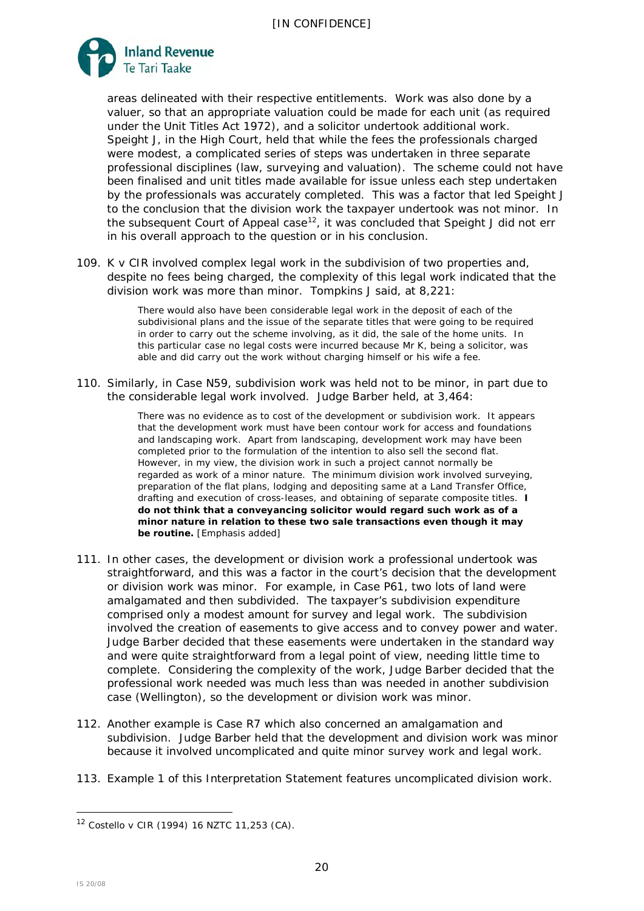areas delineated with their respective entitlements. Work was also done by a valuer, so that an appropriate valuation could be made for each unit (as required under the Unit Titles Act 1972), and a solicitor undertook additional work. Speight J, in the High Court, held that while the fees the professionals charged were modest, a complicated series of steps was undertaken in three separate professional disciplines (law, surveying and valuation). The scheme could not have been finalised and unit titles made available for issue unless each step undertaken by the professionals was accurately completed. This was a factor that led Speight J to the conclusion that the division work the taxpayer undertook was not minor. In the subsequent Court of Appeal case[12], it was concluded that Speight J did not err in his overall approach to the question or in his conclusion.

109. *K v CIR* involved complex legal work in the subdivision of two properties and, despite no fees being charged, the complexity of this legal work indicated that the division work was more than minor. Tompkins J said, at 8,221:

> There would also have been considerable legal work in the deposit of each of the subdivisional plans and the issue of the separate titles that were going to be required in order to carry out the scheme involving, as it did, the sale of the home units. In this particular case no legal costs were incurred because Mr K, being a solicitor, was able and did carry out the work without charging himself or his wife a fee.

110. Similarly, in *Case N59*, subdivision work was held not to be minor, in part due to the considerable legal work involved. Judge Barber held, at 3,464:

> There was no evidence as to cost of the development or subdivision work. It appears that the development work must have been contour work for access and foundations and landscaping work. Apart from landscaping, development work may have been completed prior to the formulation of the intention to also sell the second flat. However, in my view, the division work in such a project cannot normally be regarded as work of a minor nature. The minimum division work involved surveying, preparation of the flat plans, lodging and depositing same at a Land Transfer Office, drafting and execution of cross-leases, and obtaining of separate composite titles. **I do not think that a conveyancing solicitor would regard such work as of a minor nature in relation to these two sale transactions even though it may be routine.** [Emphasis added]

111. In other cases, the development or division work a professional undertook was straightforward, and this was a factor in the court's decision that the development or division work was minor. For example, in *Case P61*, two lots of land were amalgamated and then subdivided. The taxpayer's subdivision expenditure comprised only a modest amount for survey and legal work. The subdivision involved the creation of easements to give access and to convey power and water. Judge Barber decided that these easements were undertaken in the standard way and were quite straightforward from a legal point of view, needing little time to complete. Considering the complexity of the work, Judge Barber decided that the professional work needed was much less than was needed in another subdivision case (*Wellington*), so the development or division work was minor.

112. Another example is *Case R7* which also concerned an amalgamation and subdivision. Judge Barber held that the development and division work was minor because it involved uncomplicated and quite minor survey work and legal work.

113. Example 1 of this Interpretation Statement features uncomplicated division work.

---

[12] *Costello v CIR* (1994) 16 NZTC 11,253 (CA).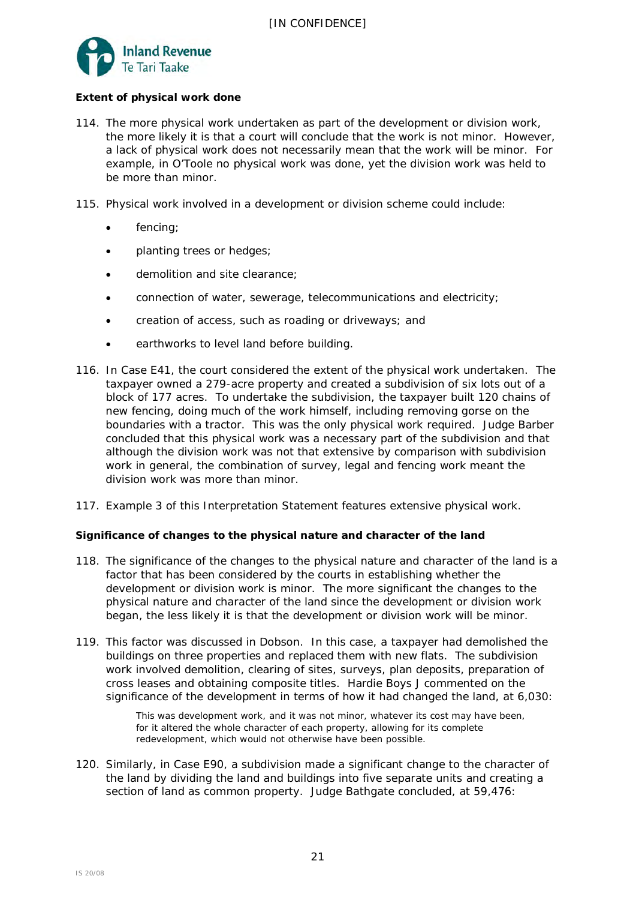**Extent of physical work done**

114. The more physical work undertaken as part of the development or division work, the more likely it is that a court will conclude that the work is not minor. However, a lack of physical work does not necessarily mean that the work will be minor. For example, in *O'Toole* no physical work was done, yet the division work was held to be more than minor.

115. Physical work involved in a development or division scheme could include:

- fencing;
- planting trees or hedges;
- demolition and site clearance;
- connection of water, sewerage, telecommunications and electricity;
- creation of access, such as roading or driveways; and
- earthworks to level land before building.

116. In *Case E41*, the court considered the extent of the physical work undertaken. The taxpayer owned a 279-acre property and created a subdivision of six lots out of a block of 177 acres. To undertake the subdivision, the taxpayer built 120 chains of new fencing, doing much of the work himself, including removing gorse on the boundaries with a tractor. This was the only physical work required. Judge Barber concluded that this physical work was a necessary part of the subdivision and that although the division work was not that extensive by comparison with subdivision work in general, the combination of survey, legal and fencing work meant the division work was more than minor.

117. Example 3 of this Interpretation Statement features extensive physical work.

**Significance of changes to the physical nature and character of the land**

118. The significance of the changes to the physical nature and character of the land is a factor that has been considered by the courts in establishing whether the development or division work is minor. The more significant the changes to the physical nature and character of the land since the development or division work began, the less likely it is that the development or division work will be minor.

119. This factor was discussed in *Dobson*. In this case, a taxpayer had demolished the buildings on three properties and replaced them with new flats. The subdivision work involved demolition, clearing of sites, surveys, plan deposits, preparation of cross leases and obtaining composite titles. Hardie Boys J commented on the significance of the development in terms of how it had changed the land, at 6,030:

> This was development work, and it was not minor, whatever its cost may have been, for it altered the whole character of each property, allowing for its complete redevelopment, which would not otherwise have been possible.

120. Similarly, in *Case E90*, a subdivision made a significant change to the character of the land by dividing the land and buildings into five separate units and creating a section of land as common property. Judge Bathgate concluded, at 59,476: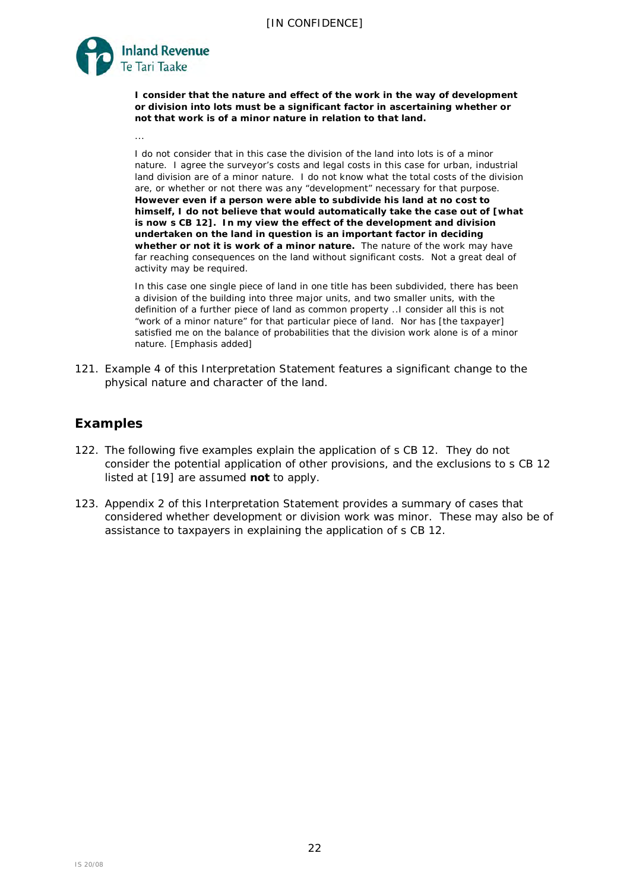> **I consider that the nature and effect of the work in the way of development or division into lots must be a significant factor in ascertaining whether or not that work is of a minor nature in relation to that land.**
>
> …
>
> I do not consider that in this case the division of the land into lots is of a minor nature. I agree the surveyor's costs and legal costs in this case for urban, industrial land division are of a minor nature. I do not know what the total costs of the division are, or whether or not there was any "development" necessary for that purpose. **However even if a person were able to subdivide his land at no cost to himself, I do not believe that would automatically take the case out of [what is now s CB 12]. In my view the effect of the development and division undertaken on the land in question is an important factor in deciding whether or not it is work of a minor nature.** The nature of the work may have far reaching consequences on the land without significant costs. Not a great deal of activity may be required.
>
> In this case one single piece of land in one title has been subdivided, there has been a division of the building into three major units, and two smaller units, with the definition of a further piece of land as common property ..I consider all this is not "work of a minor nature" for that particular piece of land. Nor has [the taxpayer] satisfied me on the balance of probabilities that the division work alone is of a minor nature. [Emphasis added]

121. Example 4 of this Interpretation Statement features a significant change to the physical nature and character of the land.

## Examples

122. The following five examples explain the application of s CB 12. They do not consider the potential application of other provisions, and the exclusions to s CB 12 listed at [19] are assumed **not** to apply.

123. Appendix 2 of this Interpretation Statement provides a summary of cases that considered whether development or division work was minor. These may also be of assistance to taxpayers in explaining the application of s CB 12.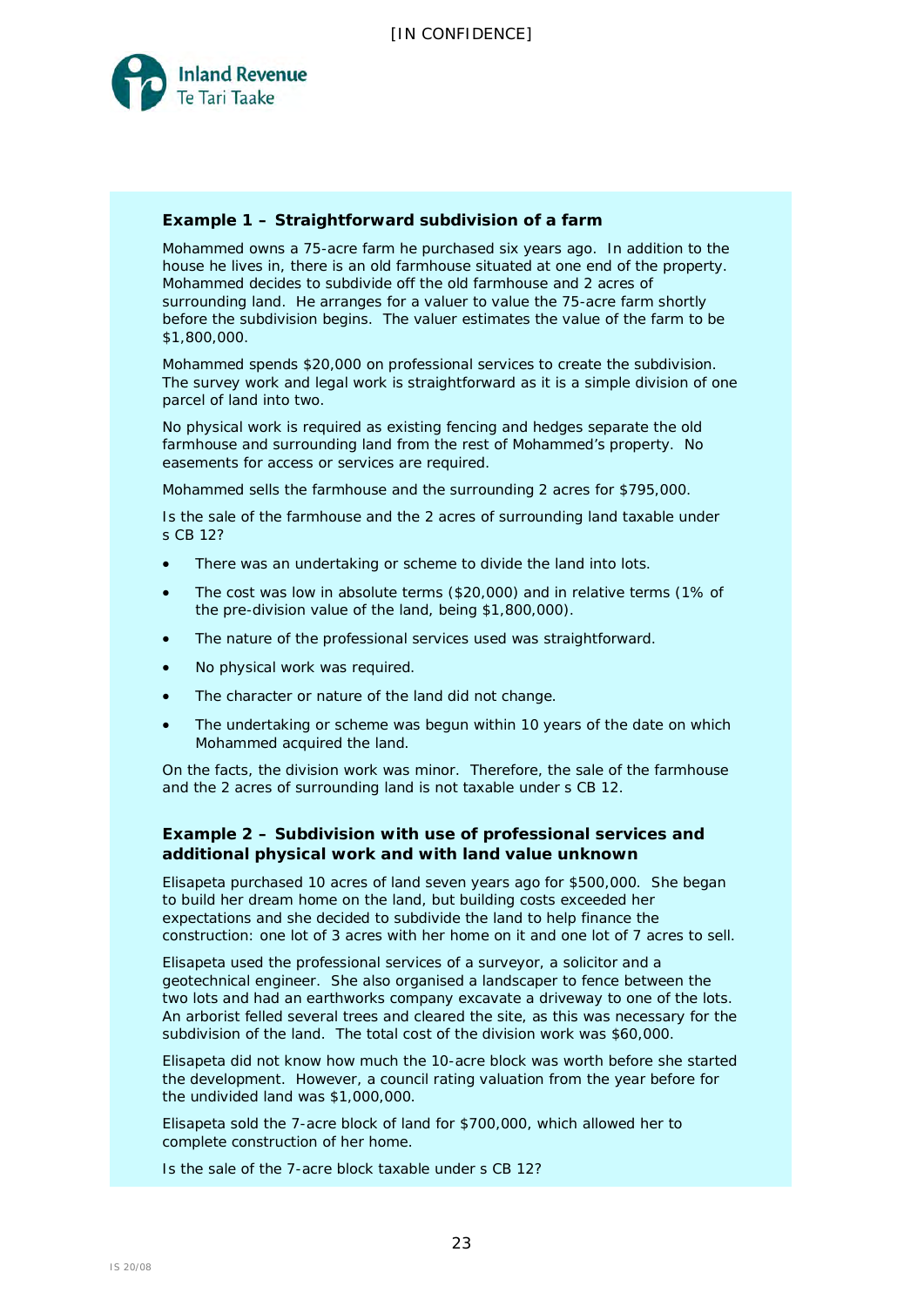### Example 1 – Straightforward subdivision of a farm

Mohammed owns a 75-acre farm he purchased six years ago. In addition to the house he lives in, there is an old farmhouse situated at one end of the property. Mohammed decides to subdivide off the old farmhouse and 2 acres of surrounding land. He arranges for a valuer to value the 75-acre farm shortly before the subdivision begins. The valuer estimates the value of the farm to be $1,800,000.

Mohammed spends $20,000 on professional services to create the subdivision. The survey work and legal work is straightforward as it is a simple division of one parcel of land into two.

No physical work is required as existing fencing and hedges separate the old farmhouse and surrounding land from the rest of Mohammed's property. No easements for access or services are required.

Mohammed sells the farmhouse and the surrounding 2 acres for $795,000.

Is the sale of the farmhouse and the 2 acres of surrounding land taxable under s CB 12?

- There was an undertaking or scheme to divide the land into lots.
- The cost was low in absolute terms ($20,000) and in relative terms (1% of the pre-division value of the land, being $1,800,000).
- The nature of the professional services used was straightforward.
- No physical work was required.
- The character or nature of the land did not change.
- The undertaking or scheme was begun within 10 years of the date on which Mohammed acquired the land.

On the facts, the division work was minor. Therefore, the sale of the farmhouse and the 2 acres of surrounding land is not taxable under s CB 12.

### Example 2 – Subdivision with use of professional services and additional physical work and with land value unknown

Elisapeta purchased 10 acres of land seven years ago for $500,000. She began to build her dream home on the land, but building costs exceeded her expectations and she decided to subdivide the land to help finance the construction: one lot of 3 acres with her home on it and one lot of 7 acres to sell.

Elisapeta used the professional services of a surveyor, a solicitor and a geotechnical engineer. She also organised a landscaper to fence between the two lots and had an earthworks company excavate a driveway to one of the lots. An arborist felled several trees and cleared the site, as this was necessary for the subdivision of the land. The total cost of the division work was $60,000.

Elisapeta did not know how much the 10-acre block was worth before she started the development. However, a council rating valuation from the year before for the undivided land was $1,000,000.

Elisapeta sold the 7-acre block of land for $700,000, which allowed her to complete construction of her home.

Is the sale of the 7-acre block taxable under s CB 12?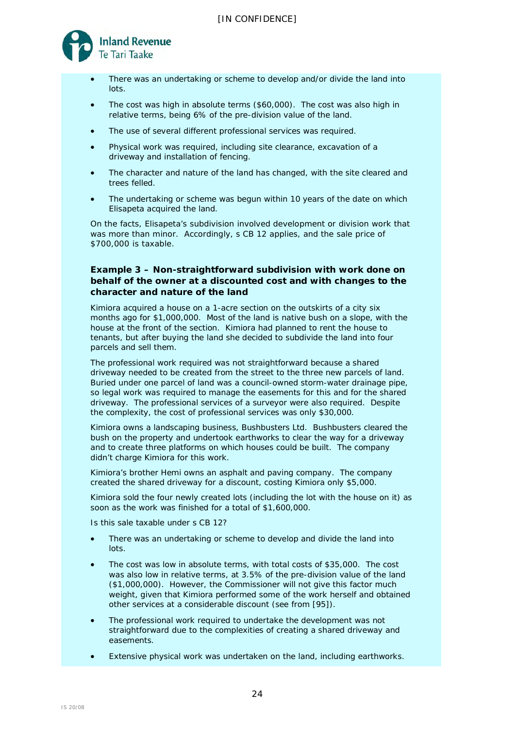- There was an undertaking or scheme to develop and/or divide the land into lots.
- The cost was high in absolute terms ($60,000). The cost was also high in relative terms, being 6% of the pre-division value of the land.
- The use of several different professional services was required.
- Physical work was required, including site clearance, excavation of a driveway and installation of fencing.
- The character and nature of the land has changed, with the site cleared and trees felled.
- The undertaking or scheme was begun within 10 years of the date on which Elisapeta acquired the land.

On the facts, Elisapeta's subdivision involved development or division work that was more than minor. Accordingly, s CB 12 applies, and the sale price of $700,000 is taxable.

#### Example 3 – Non-straightforward subdivision with work done on behalf of the owner at a discounted cost and with changes to the character and nature of the land

Kimiora acquired a house on a 1-acre section on the outskirts of a city six months ago for $1,000,000. Most of the land is native bush on a slope, with the house at the front of the section. Kimiora had planned to rent the house to tenants, but after buying the land she decided to subdivide the land into four parcels and sell them.

The professional work required was not straightforward because a shared driveway needed to be created from the street to the three new parcels of land. Buried under one parcel of land was a council-owned storm-water drainage pipe, so legal work was required to manage the easements for this and for the shared driveway. The professional services of a surveyor were also required. Despite the complexity, the cost of professional services was only $30,000.

Kimiora owns a landscaping business, Bushbusters Ltd. Bushbusters cleared the bush on the property and undertook earthworks to clear the way for a driveway and to create three platforms on which houses could be built. The company didn't charge Kimiora for this work.

Kimiora's brother Hemi owns an asphalt and paving company. The company created the shared driveway for a discount, costing Kimiora only $5,000.

Kimiora sold the four newly created lots (including the lot with the house on it) as soon as the work was finished for a total of $1,600,000.

Is this sale taxable under s CB 12?

- There was an undertaking or scheme to develop and divide the land into lots.
- The cost was low in absolute terms, with total costs of $35,000. The cost was also low in relative terms, at 3.5% of the pre-division value of the land ($1,000,000). However, the Commissioner will not give this factor much weight, given that Kimiora performed some of the work herself and obtained other services at a considerable discount (see from [95]).
- The professional work required to undertake the development was not straightforward due to the complexities of creating a shared driveway and easements.
- Extensive physical work was undertaken on the land, including earthworks.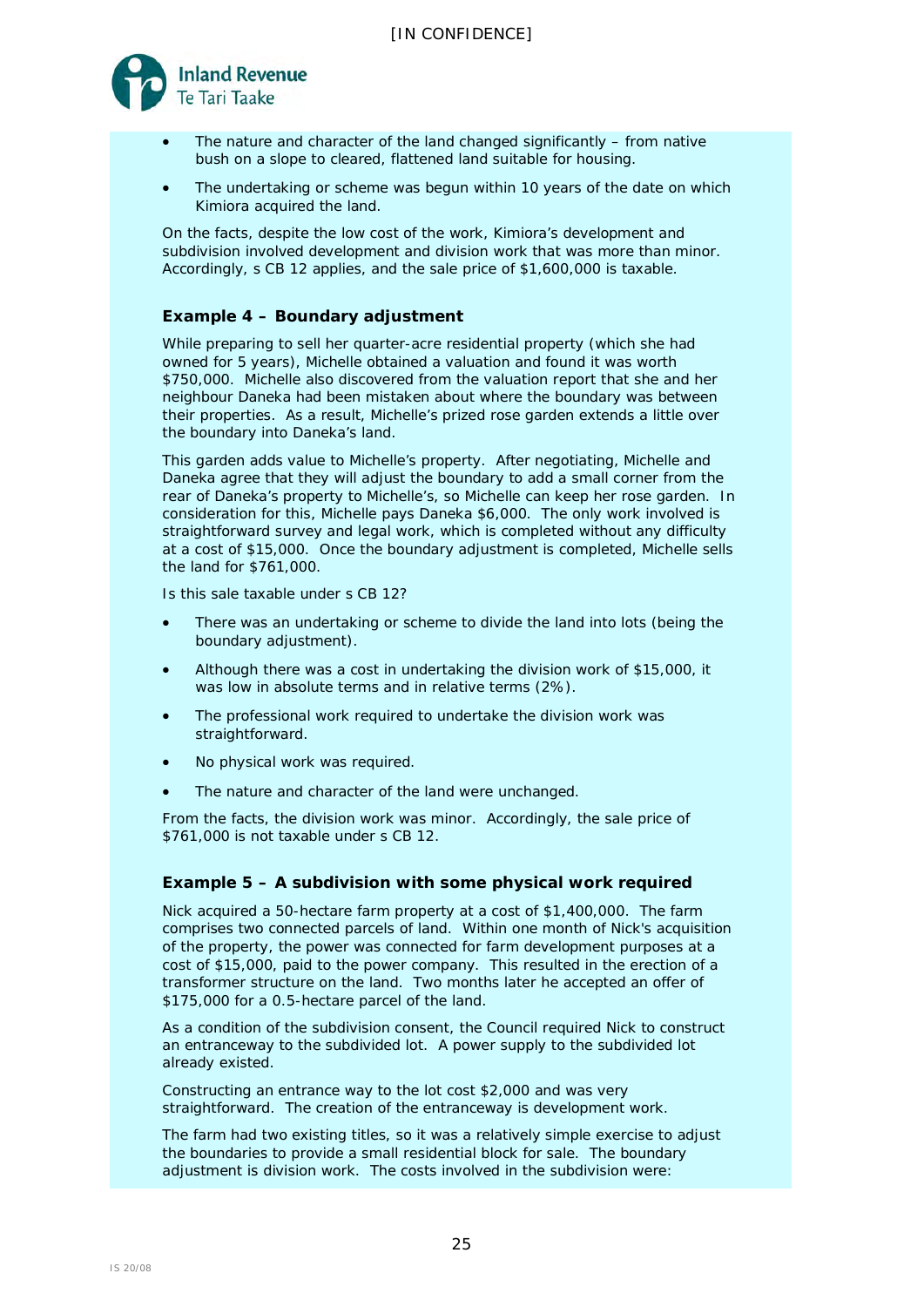- The nature and character of the land changed significantly – from native bush on a slope to cleared, flattened land suitable for housing.
- The undertaking or scheme was begun within 10 years of the date on which Kimiora acquired the land.

On the facts, despite the low cost of the work, Kimiora's development and subdivision involved development and division work that was more than minor. Accordingly, s CB 12 applies, and the sale price of $1,600,000 is taxable.

### Example 4 – Boundary adjustment

While preparing to sell her quarter-acre residential property (which she had owned for 5 years), Michelle obtained a valuation and found it was worth $750,000. Michelle also discovered from the valuation report that she and her neighbour Daneka had been mistaken about where the boundary was between their properties. As a result, Michelle's prized rose garden extends a little over the boundary into Daneka's land.

This garden adds value to Michelle's property. After negotiating, Michelle and Daneka agree that they will adjust the boundary to add a small corner from the rear of Daneka's property to Michelle's, so Michelle can keep her rose garden. In consideration for this, Michelle pays Daneka $6,000. The only work involved is straightforward survey and legal work, which is completed without any difficulty at a cost of $15,000. Once the boundary adjustment is completed, Michelle sells the land for $761,000.

Is this sale taxable under s CB 12?

- There was an undertaking or scheme to divide the land into lots (being the boundary adjustment).
- Although there was a cost in undertaking the division work of $15,000, it was low in absolute terms and in relative terms (2%).
- The professional work required to undertake the division work was straightforward.
- No physical work was required.
- The nature and character of the land were unchanged.

From the facts, the division work was minor. Accordingly, the sale price of $761,000 is not taxable under s CB 12.

### Example 5 – A subdivision with some physical work required

Nick acquired a 50-hectare farm property at a cost of $1,400,000. The farm comprises two connected parcels of land. Within one month of Nick's acquisition of the property, the power was connected for farm development purposes at a cost of $15,000, paid to the power company. This resulted in the erection of a transformer structure on the land. Two months later he accepted an offer of $175,000 for a 0.5-hectare parcel of the land.

As a condition of the subdivision consent, the Council required Nick to construct an entranceway to the subdivided lot. A power supply to the subdivided lot already existed.

Constructing an entrance way to the lot cost $2,000 and was very straightforward. The creation of the entranceway is development work.

The farm had two existing titles, so it was a relatively simple exercise to adjust the boundaries to provide a small residential block for sale. The boundary adjustment is division work. The costs involved in the subdivision were: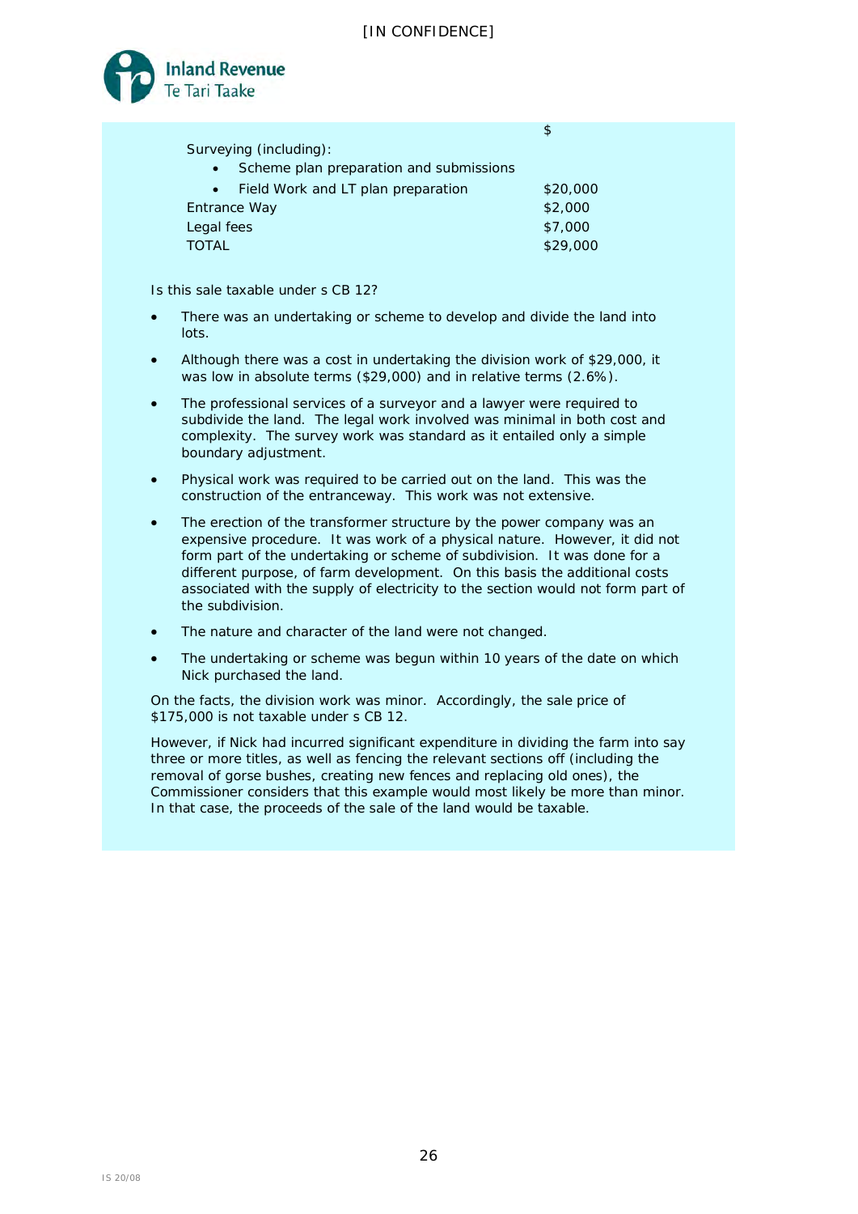| | $ |
|---|---|
| Surveying (including): | |
| • Scheme plan preparation and submissions | |
| • Field Work and LT plan preparation | $20,000 |
| Entrance Way | $2,000 |
| Legal fees | $7,000 |
| TOTAL | $29,000 |

Is this sale taxable under s CB 12?

- There was an undertaking or scheme to develop and divide the land into lots.
- Although there was a cost in undertaking the division work of $29,000, it was low in absolute terms ($29,000) and in relative terms (2.6%).
- The professional services of a surveyor and a lawyer were required to subdivide the land. The legal work involved was minimal in both cost and complexity. The survey work was standard as it entailed only a simple boundary adjustment.
- Physical work was required to be carried out on the land. This was the construction of the entranceway. This work was not extensive.
- The erection of the transformer structure by the power company was an expensive procedure. It was work of a physical nature. However, it did not form part of the undertaking or scheme of subdivision. It was done for a different purpose, of farm development. On this basis the additional costs associated with the supply of electricity to the section would not form part of the subdivision.
- The nature and character of the land were not changed.
- The undertaking or scheme was begun within 10 years of the date on which Nick purchased the land.

On the facts, the division work was minor. Accordingly, the sale price of $175,000 is not taxable under s CB 12.

However, if Nick had incurred significant expenditure in dividing the farm into say three or more titles, as well as fencing the relevant sections off (including the removal of gorse bushes, creating new fences and replacing old ones), the Commissioner considers that this example would most likely be more than minor. In that case, the proceeds of the sale of the land would be taxable.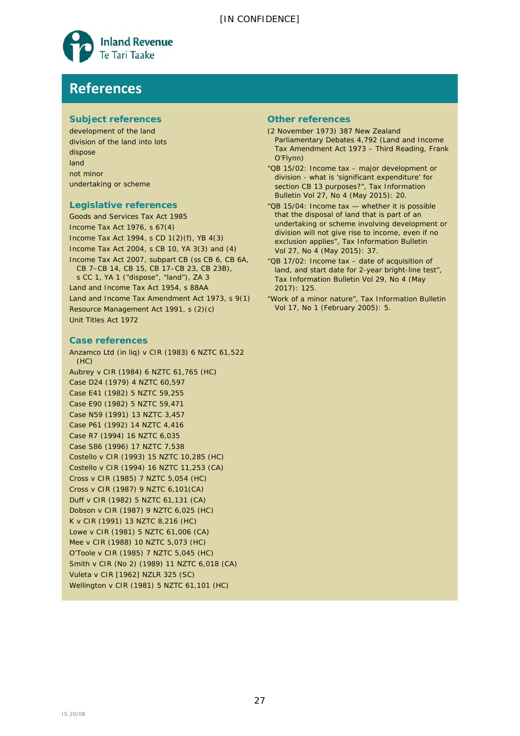# References

## Subject references

development of the land
division of the land into lots
dispose
land
not minor
undertaking or scheme

## Legislative references

Goods and Services Tax Act 1985
Income Tax Act 1976, s 67(4)
Income Tax Act 1994, s CD 1(2)(f), YB 4(3)
Income Tax Act 2004, s CB 10, YA 3(3) and (4)
Income Tax Act 2007, subpart CB (ss CB 6, CB 6A, CB 7–CB 14, CB 15, CB 17–CB 23, CB 23B), s CC 1, YA 1 ("dispose", "land"), ZA 3
Land and Income Tax Act 1954, s 88AA
Land and Income Tax Amendment Act 1973, s 9(1)
Resource Management Act 1991, s (2)(c)
Unit Titles Act 1972

## Case references

Anzamco Ltd (in liq) v CIR (1983) 6 NZTC 61,522 (HC)
Aubrey v CIR (1984) 6 NZTC 61,765 (HC)
Case D24 (1979) 4 NZTC 60,597
Case E41 (1982) 5 NZTC 59,255
Case E90 (1982) 5 NZTC 59,471
Case N59 (1991) 13 NZTC 3,457
Case P61 (1992) 14 NZTC 4,416
Case R7 (1994) 16 NZTC 6,035
Case S86 (1996) 17 NZTC 7,538
Costello v CIR (1993) 15 NZTC 10,285 (HC)
Costello v CIR (1994) 16 NZTC 11,253 (CA)
Cross v CIR (1985) 7 NZTC 5,054 (HC)
Cross v CIR (1987) 9 NZTC 6,101(CA)
Duff v CIR (1982) 5 NZTC 61,131 (CA)
Dobson v CIR (1987) 9 NZTC 6,025 (HC)
K v CIR (1991) 13 NZTC 8,216 (HC)
Lowe v CIR (1981) 5 NZTC 61,006 (CA)
Mee v CIR (1988) 10 NZTC 5,073 (HC)
O'Toole v CIR (1985) 7 NZTC 5,045 (HC)
Smith v CIR (No 2) (1989) 11 NZTC 6,018 (CA)
Vuleta v CIR [1962] NZLR 325 (SC)
Wellington v CIR (1981) 5 NZTC 61,101 (HC)

## Other references

(2 November 1973) 387 New Zealand Parliamentary Debates 4,792 (Land and Income Tax Amendment Act 1973 – Third Reading, Frank O'Flynn)

"QB 15/02: Income tax – major development or division - what is 'significant expenditure' for section CB 13 purposes?", Tax Information Bulletin Vol 27, No 4 (May 2015): 20.

"QB 15/04: Income tax — whether it is possible that the disposal of land that is part of an undertaking or scheme involving development or division will not give rise to income, even if no exclusion applies", Tax Information Bulletin Vol 27, No 4 (May 2015): 37.

"QB 17/02: Income tax – date of acquisition of land, and start date for 2-year bright-line test", Tax Information Bulletin Vol 29, No 4 (May 2017): 125.

"Work of a minor nature", Tax Information Bulletin Vol 17, No 1 (February 2005): 5.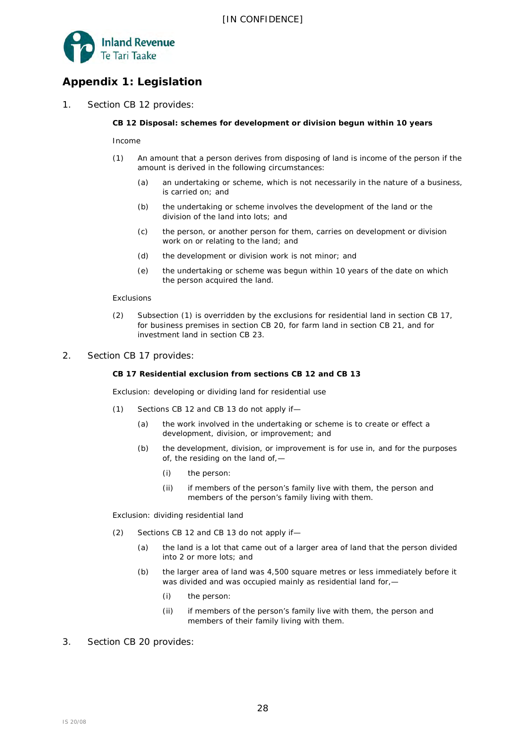# Appendix 1: Legislation

1. Section CB 12 provides:

   **CB 12 Disposal: schemes for development or division begun within 10 years**

   Income

   (1) An amount that a person derives from disposing of land is income of the person if the amount is derived in the following circumstances:

   (a) an undertaking or scheme, which is not necessarily in the nature of a business, is carried on; and

   (b) the undertaking or scheme involves the development of the land or the division of the land into lots; and

   (c) the person, or another person for them, carries on development or division work on or relating to the land; and

   (d) the development or division work is not minor; and

   (e) the undertaking or scheme was begun within 10 years of the date on which the person acquired the land.

   Exclusions

   (2) Subsection (1) is overridden by the exclusions for residential land in section CB 17, for business premises in section CB 20, for farm land in section CB 21, and for investment land in section CB 23.

2. Section CB 17 provides:

   **CB 17 Residential exclusion from sections CB 12 and CB 13**

   Exclusion: developing or dividing land for residential use

   (1) Sections CB 12 and CB 13 do not apply if—

   (a) the work involved in the undertaking or scheme is to create or effect a development, division, or improvement; and

   (b) the development, division, or improvement is for use in, and for the purposes of, the residing on the land of,—

   (i) the person:

   (ii) if members of the person's family live with them, the person and members of the person's family living with them.

   Exclusion: dividing residential land

   (2) Sections CB 12 and CB 13 do not apply if—

   (a) the land is a lot that came out of a larger area of land that the person divided into 2 or more lots; and

   (b) the larger area of land was 4,500 square metres or less immediately before it was divided and was occupied mainly as residential land for,—

   (i) the person:

   (ii) if members of the person's family live with them, the person and members of their family living with them.

3. Section CB 20 provides: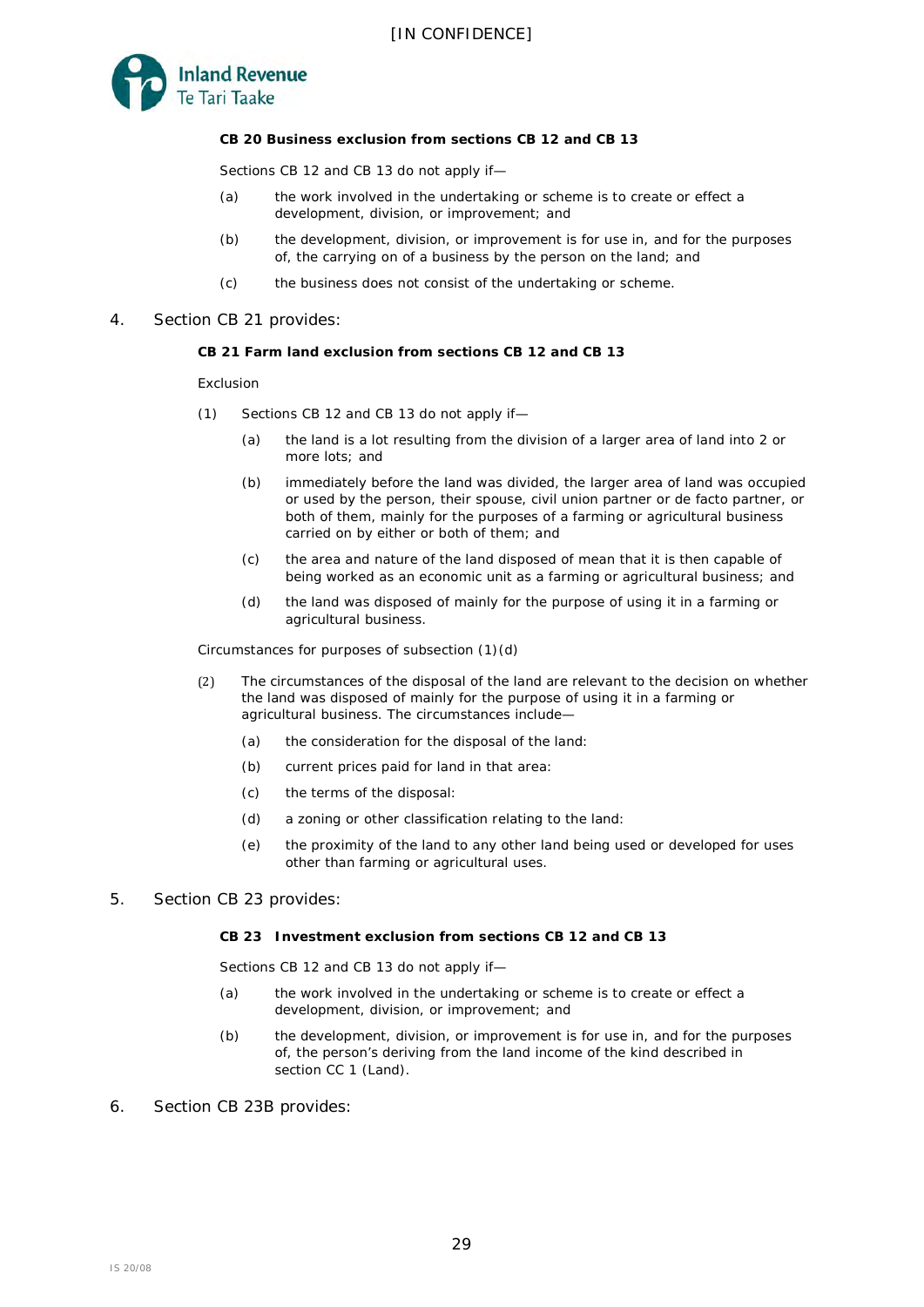**CB 20 Business exclusion from sections CB 12 and CB 13**

Sections CB 12 and CB 13 do not apply if—

(a) the work involved in the undertaking or scheme is to create or effect a development, division, or improvement; and

(b) the development, division, or improvement is for use in, and for the purposes of, the carrying on of a business by the person on the land; and

(c) the business does not consist of the undertaking or scheme.

4. Section CB 21 provides:

**CB 21 Farm land exclusion from sections CB 12 and CB 13**

Exclusion

(1) Sections CB 12 and CB 13 do not apply if—

(a) the land is a lot resulting from the division of a larger area of land into 2 or more lots; and

(b) immediately before the land was divided, the larger area of land was occupied or used by the person, their spouse, civil union partner or de facto partner, or both of them, mainly for the purposes of a farming or agricultural business carried on by either or both of them; and

(c) the area and nature of the land disposed of mean that it is then capable of being worked as an economic unit as a farming or agricultural business; and

(d) the land was disposed of mainly for the purpose of using it in a farming or agricultural business.

Circumstances for purposes of subsection (1)(d)

(2) The circumstances of the disposal of the land are relevant to the decision on whether the land was disposed of mainly for the purpose of using it in a farming or agricultural business. The circumstances include—

(a) the consideration for the disposal of the land:

(b) current prices paid for land in that area:

(c) the terms of the disposal:

(d) a zoning or other classification relating to the land:

(e) the proximity of the land to any other land being used or developed for uses other than farming or agricultural uses.

5. Section CB 23 provides:

**CB 23 Investment exclusion from sections CB 12 and CB 13**

Sections CB 12 and CB 13 do not apply if—

(a) the work involved in the undertaking or scheme is to create or effect a development, division, or improvement; and

(b) the development, division, or improvement is for use in, and for the purposes of, the person's deriving from the land income of the kind described in section CC 1 (Land).

6. Section CB 23B provides: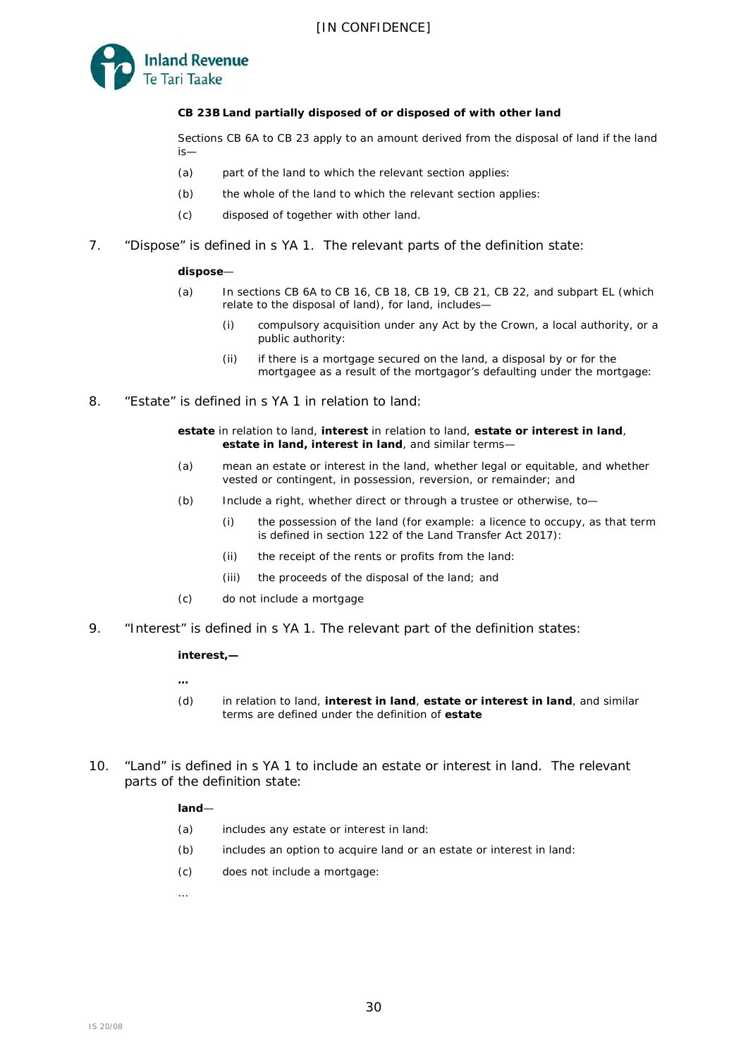**CB 23B Land partially disposed of or disposed of with other land**

Sections CB 6A to CB 23 apply to an amount derived from the disposal of land if the land is—

(a) part of the land to which the relevant section applies:

(b) the whole of the land to which the relevant section applies:

(c) disposed of together with other land.

7. "Dispose" is defined in s YA 1. The relevant parts of the definition state:

**dispose**—

(a) In sections CB 6A to CB 16, CB 18, CB 19, CB 21, CB 22, and subpart EL (which relate to the disposal of land), for land, includes—

(i) compulsory acquisition under any Act by the Crown, a local authority, or a public authority:

(ii) if there is a mortgage secured on the land, a disposal by or for the mortgagee as a result of the mortgagor's defaulting under the mortgage:

8. "Estate" is defined in s YA 1 in relation to land:

**estate** in relation to land, **interest** in relation to land, **estate or interest in land**, **estate in land, interest in land**, and similar terms—

(a) mean an estate or interest in the land, whether legal or equitable, and whether vested or contingent, in possession, reversion, or remainder; and

(b) Include a right, whether direct or through a trustee or otherwise, to—

(i) the possession of the land (for example: a licence to occupy, as that term is defined in section 122 of the Land Transfer Act 2017):

(ii) the receipt of the rents or profits from the land:

(iii) the proceeds of the disposal of the land; and

(c) do not include a mortgage

9. "Interest" is defined in s YA 1. The relevant part of the definition states:

**interest,—**

**…**

(d) in relation to land, **interest in land**, **estate or interest in land**, and similar terms are defined under the definition of **estate**

10. "Land" is defined in s YA 1 to include an estate or interest in land. The relevant parts of the definition state:

**land**—

(a) includes any estate or interest in land:

(b) includes an option to acquire land or an estate or interest in land:

(c) does not include a mortgage:

…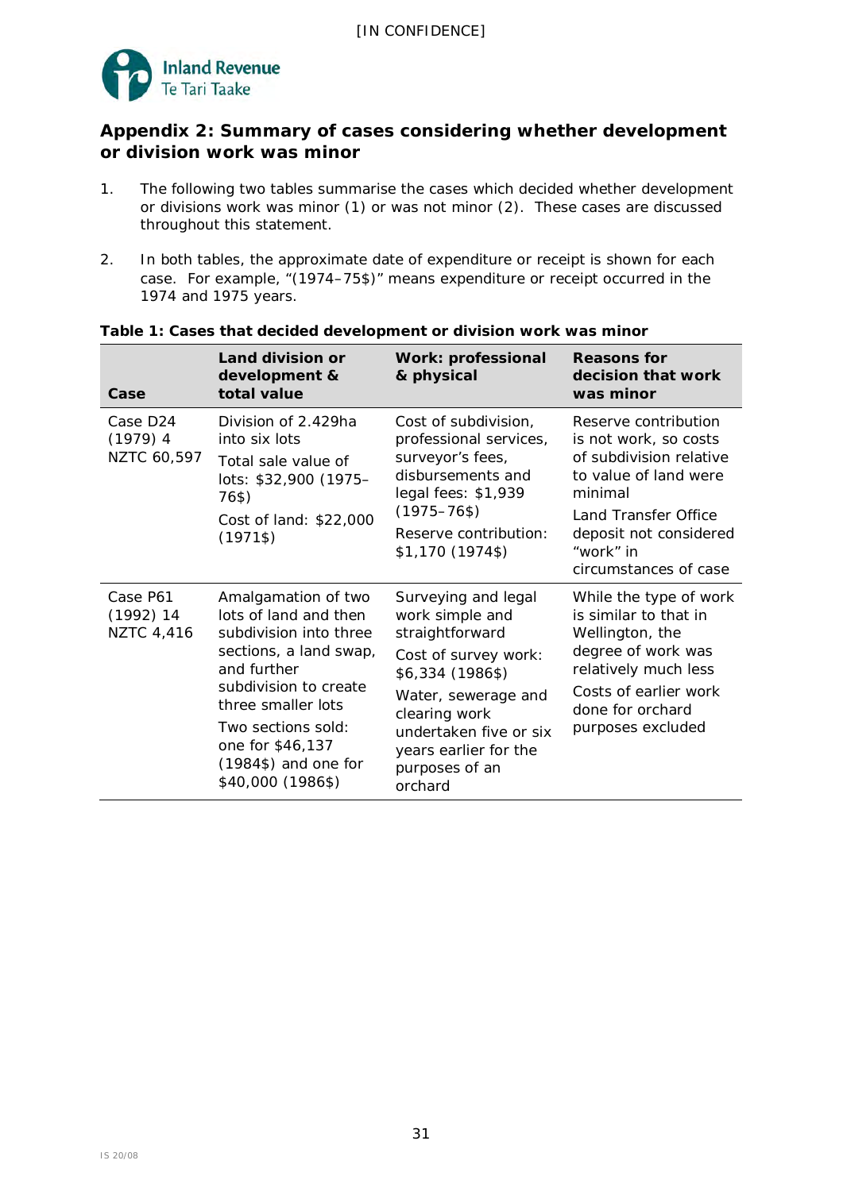## Appendix 2: Summary of cases considering whether development or division work was minor

1. The following two tables summarise the cases which decided whether development or divisions work was minor (1) or was not minor (2). These cases are discussed throughout this statement.

2. In both tables, the approximate date of expenditure or receipt is shown for each case. For example, "(1974–75$)" means expenditure or receipt occurred in the 1974 and 1975 years.

**Table 1: Cases that decided development or division work was minor**

| Case | Land division or development & total value | Work: professional & physical | Reasons for decision that work was minor |
|---|---|---|---|
| Case D24 (1979) 4 NZTC 60,597 | Division of 2.429ha into six lots<br><br>Total sale value of lots: $32,900 (1975–76$)<br><br>Cost of land: $22,000 (1971$) | Cost of subdivision, professional services, surveyor's fees, disbursements and legal fees: $1,939 (1975–76$)<br><br>Reserve contribution: $1,170 (1974$) | Reserve contribution is not work, so costs of subdivision relative to value of land were minimal<br><br>Land Transfer Office deposit not considered "work" in circumstances of case |
| Case P61 (1992) 14 NZTC 4,416 | Amalgamation of two lots of land and then subdivision into three sections, a land swap, and further subdivision to create three smaller lots<br><br>Two sections sold: one for $46,137 (1984$) and one for $40,000 (1986$) | Surveying and legal work simple and straightforward<br><br>Cost of survey work: $6,334 (1986$)<br><br>Water, sewerage and clearing work undertaken five or six years earlier for the purposes of an orchard | While the type of work is similar to that in Wellington, the degree of work was relatively much less<br><br>Costs of earlier work done for orchard purposes excluded |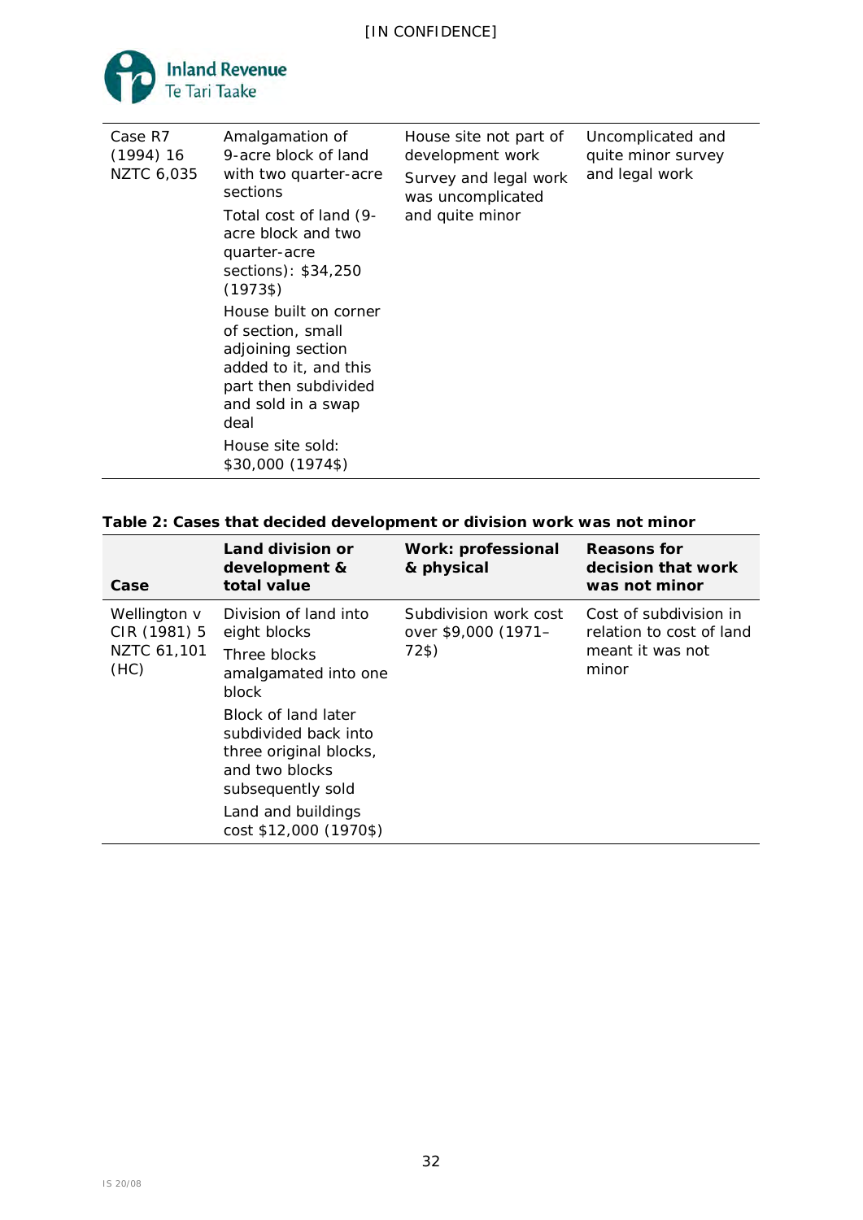| | | | |
|---|---|---|---|
| Case R7 (1994) 16 NZTC 6,035 | Amalgamation of 9-acre block of land with two quarter-acre sections<br><br>Total cost of land (9-acre block and two quarter-acre sections): $34,250 (1973$)<br><br>House built on corner of section, small adjoining section added to it, and this part then subdivided and sold in a swap deal<br><br>House site sold: $30,000 (1974$) | House site not part of development work<br><br>Survey and legal work was uncomplicated and quite minor | Uncomplicated and quite minor survey and legal work |

**Table 2: Cases that decided development or division work was not minor**

| Case | Land division or development & total value | Work: professional & physical | Reasons for decision that work was not minor |
|---|---|---|---|
| Wellington v CIR (1981) 5 NZTC 61,101 (HC) | Division of land into eight blocks<br><br>Three blocks amalgamated into one block<br><br>Block of land later subdivided back into three original blocks, and two blocks subsequently sold<br><br>Land and buildings cost $12,000 (1970$) | Subdivision work cost over $9,000 (1971–72$) | Cost of subdivision in relation to cost of land meant it was not minor |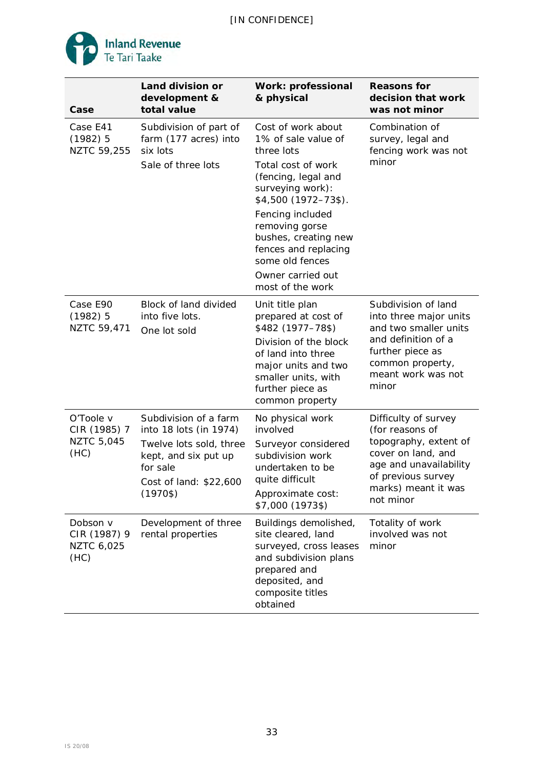| Case | Land division or development & total value | Work: professional & physical | Reasons for decision that work was not minor |
|---|---|---|---|
| Case E41 (1982) 5 NZTC 59,255 | Subdivision of part of farm (177 acres) into six lots<br>Sale of three lots | Cost of work about 1% of sale value of three lots<br>Total cost of work (fencing, legal and surveying work): $4,500 (1972–73$).<br>Fencing included removing gorse bushes, creating new fences and replacing some old fences<br>Owner carried out most of the work | Combination of survey, legal and fencing work was not minor |
| Case E90 (1982) 5 NZTC 59,471 | Block of land divided into five lots.<br>One lot sold | Unit title plan prepared at cost of $482 (1977–78$)<br>Division of the block of land into three major units and two smaller units, with further piece as common property | Subdivision of land into three major units and two smaller units and definition of a further piece as common property, meant work was not minor |
| O'Toole v CIR (1985) 7 NZTC 5,045 (HC) | Subdivision of a farm into 18 lots (in 1974)<br>Twelve lots sold, three kept, and six put up for sale<br>Cost of land: $22,600 (1970$) | No physical work involved<br>Surveyor considered subdivision work undertaken to be quite difficult<br>Approximate cost: $7,000 (1973$) | Difficulty of survey (for reasons of topography, extent of cover on land, and age and unavailability of previous survey marks) meant it was not minor |
| Dobson v CIR (1987) 9 NZTC 6,025 (HC) | Development of three rental properties | Buildings demolished, site cleared, land surveyed, cross leases and subdivision plans prepared and deposited, and composite titles obtained | Totality of work involved was not minor |